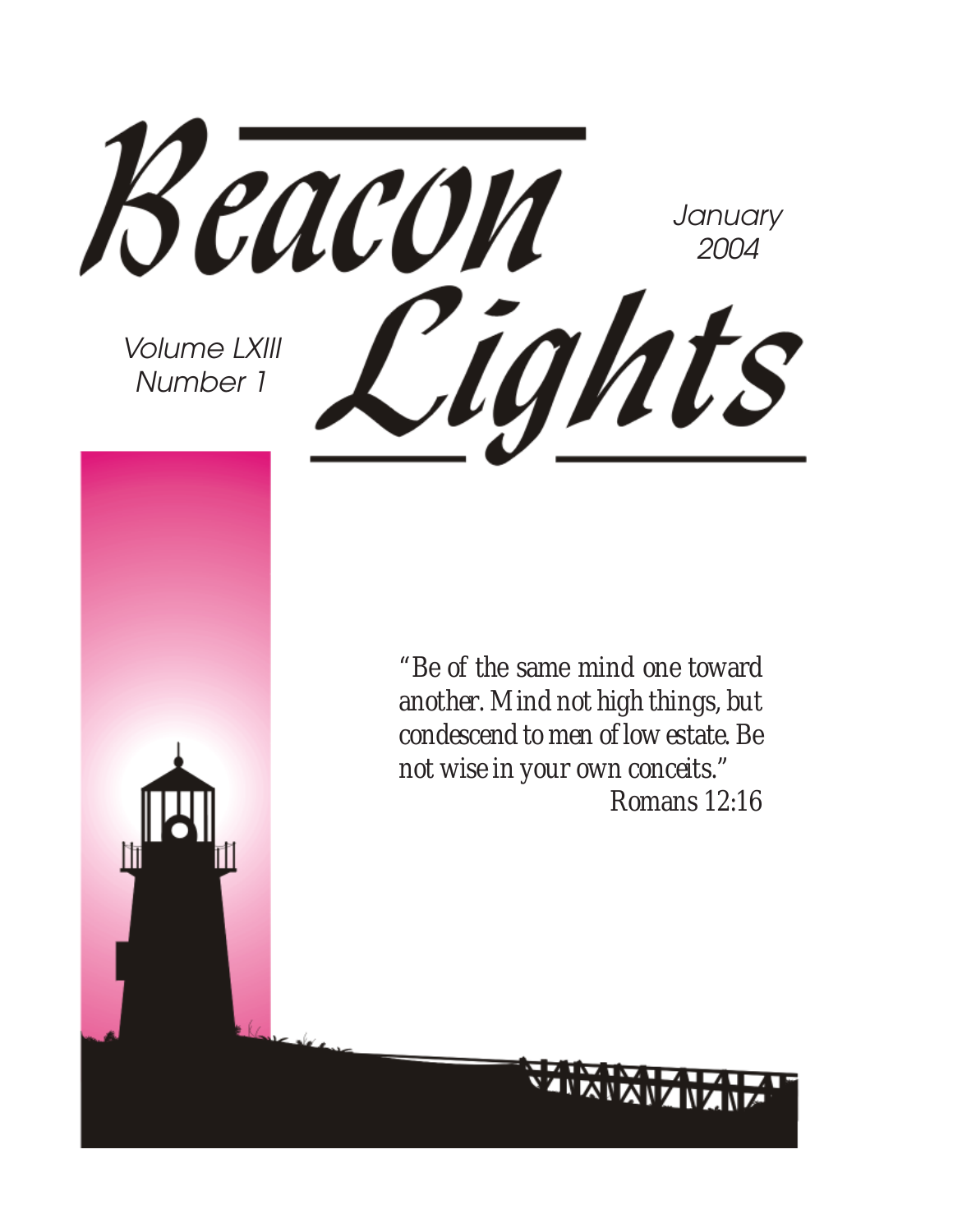# Beacon Lights

January 2004

Volume LXIII
Number 1

"Be of the same mind one toward another. Mind not high things, but condescend to men of low estate. Be not wise in your own conceits."
Romans 12:16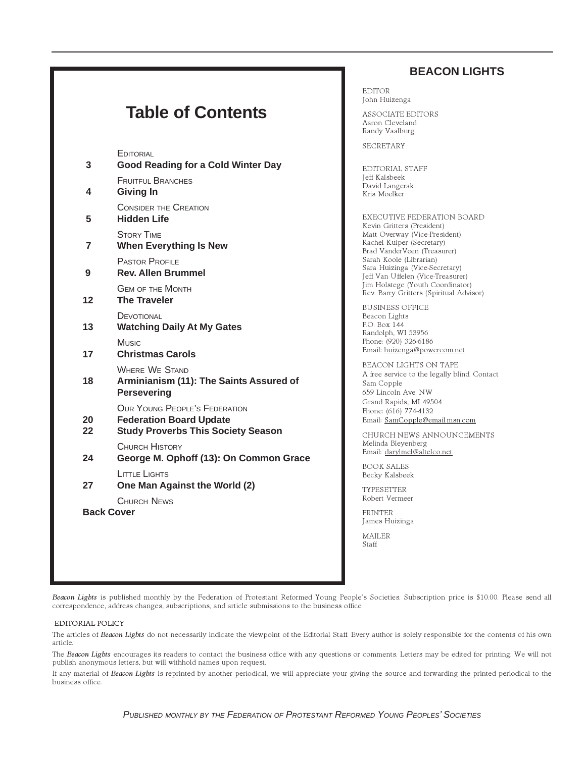# Table of Contents

Editorial
**3 Good Reading for a Cold Winter Day**

Fruitful Branches
**4 Giving In**

Consider the Creation
**5 Hidden Life**

Story Time
**7 When Everything Is New**

Pastor Profile
**9 Rev. Allen Brummel**

Gem of the Month
**12 The Traveler**

Devotional
**13 Watching Daily At My Gates**

Music
**17 Christmas Carols**

Where We Stand
**18 Arminianism (11): The Saints Assured of Persevering**

Our Young People's Federation
**20 Federation Board Update**
**22 Study Proverbs This Society Season**

Church History
**24 George M. Ophoff (13): On Common Grace**

Little Lights
**27 One Man Against the World (2)**

Church News
**Back Cover**

## BEACON LIGHTS

EDITOR
John Huizenga

ASSOCIATE EDITORS
Aaron Cleveland
Randy Vaalburg

SECRETARY

EDITORIAL STAFF
Jeff Kalsbeek
David Langerak
Kris Moelker

EXECUTIVE FEDERATION BOARD
Kevin Gritters (President)
Matt Overway (Vice-President)
Rachel Kuiper (Secretary)
Brad VanderVeen (Treasurer)
Sarah Koole (Librarian)
Sara Huizinga (Vice-Secretary)
Jeff Van Uffelen (Vice-Treasurer)
Jim Holstege (Youth Coordinator)
Rev. Barry Gritters (Spiritual Advisor)

BUSINESS OFFICE
Beacon Lights
P.O. Box 144
Randolph, WI 53956
Phone: (920) 326-6186
Email: huizenga@powercom.net

BEACON LIGHTS ON TAPE
A free service to the legally blind. Contact
Sam Copple
659 Lincoln Ave. NW
Grand Rapids, MI 49504
Phone: (616) 774-4132
Email: SamCopple@email.msn.com

CHURCH NEWS ANNOUNCEMENTS
Melinda Bleyenberg
Email: darylmel@altelco.net.

BOOK SALES
Becky Kalsbeek

TYPESETTER
Robert Vermeer

PRINTER
James Huizinga

MAILER
Staff

*Beacon Lights* is published monthly by the Federation of Protestant Reformed Young People's Societies. Subscription price is $10.00. Please send all correspondence, address changes, subscriptions, and article submissions to the business office.

EDITORIAL POLICY

The articles of *Beacon Lights* do not necessarily indicate the viewpoint of the Editorial Staff. Every author is solely responsible for the contents of his own article.

The *Beacon Lights* encourages its readers to contact the business office with any questions or comments. Letters may be edited for printing. We will not publish anonymous letters, but will withhold names upon request.

If any material of *Beacon Lights* is reprinted by another periodical, we will appreciate your giving the source and forwarding the printed periodical to the business office.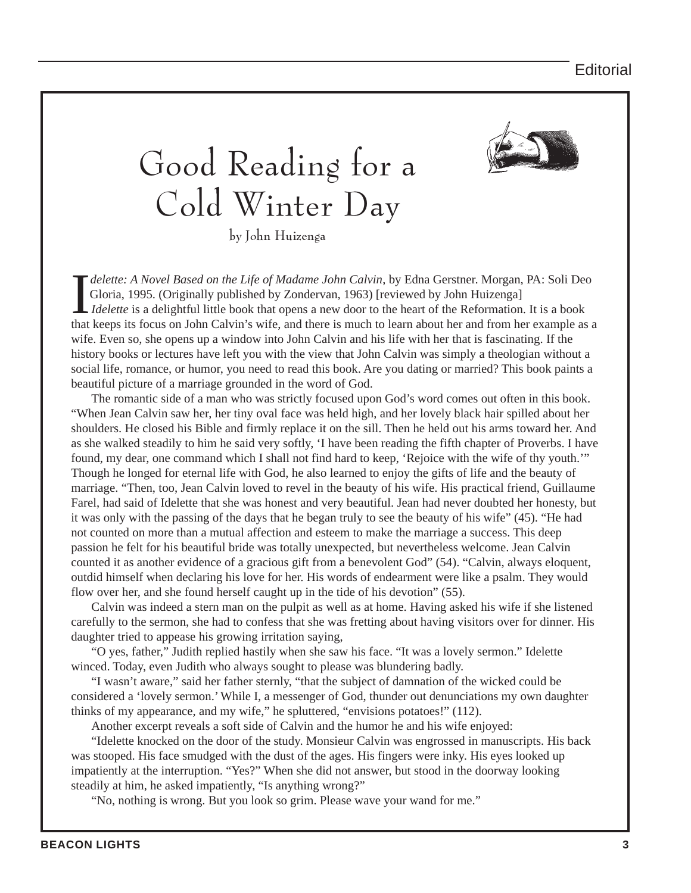# Good Reading for a Cold Winter Day

by John Huizenga

*Idelette: A Novel Based on the Life of Madame John Calvin*, by Edna Gerstner. Morgan, PA: Soli Deo Gloria, 1995. (Originally published by Zondervan, 1963) [reviewed by John Huizenga]

*Idelette* is a delightful little book that opens a new door to the heart of the Reformation. It is a book that keeps its focus on John Calvin's wife, and there is much to learn about her and from her example as a wife. Even so, she opens up a window into John Calvin and his life with her that is fascinating. If the history books or lectures have left you with the view that John Calvin was simply a theologian without a social life, romance, or humor, you need to read this book. Are you dating or married? This book paints a beautiful picture of a marriage grounded in the word of God.

The romantic side of a man who was strictly focused upon God's word comes out often in this book. "When Jean Calvin saw her, her tiny oval face was held high, and her lovely black hair spilled about her shoulders. He closed his Bible and firmly replace it on the sill. Then he held out his arms toward her. And as she walked steadily to him he said very softly, 'I have been reading the fifth chapter of Proverbs. I have found, my dear, one command which I shall not find hard to keep, 'Rejoice with the wife of thy youth.'" Though he longed for eternal life with God, he also learned to enjoy the gifts of life and the beauty of marriage. "Then, too, Jean Calvin loved to revel in the beauty of his wife. His practical friend, Guillaume Farel, had said of Idelette that she was honest and very beautiful. Jean had never doubted her honesty, but it was only with the passing of the days that he began truly to see the beauty of his wife" (45). "He had not counted on more than a mutual affection and esteem to make the marriage a success. This deep passion he felt for his beautiful bride was totally unexpected, but nevertheless welcome. Jean Calvin counted it as another evidence of a gracious gift from a benevolent God" (54). "Calvin, always eloquent, outdid himself when declaring his love for her. His words of endearment were like a psalm. They would flow over her, and she found herself caught up in the tide of his devotion" (55).

Calvin was indeed a stern man on the pulpit as well as at home. Having asked his wife if she listened carefully to the sermon, she had to confess that she was fretting about having visitors over for dinner. His daughter tried to appease his growing irritation saying,

"O yes, father," Judith replied hastily when she saw his face. "It was a lovely sermon." Idelette winced. Today, even Judith who always sought to please was blundering badly.

"I wasn't aware," said her father sternly, "that the subject of damnation of the wicked could be considered a 'lovely sermon.' While I, a messenger of God, thunder out denunciations my own daughter thinks of my appearance, and my wife," he spluttered, "envisions potatoes!" (112).

Another excerpt reveals a soft side of Calvin and the humor he and his wife enjoyed:

"Idelette knocked on the door of the study. Monsieur Calvin was engrossed in manuscripts. His back was stooped. His face smudged with the dust of the ages. His fingers were inky. His eyes looked up impatiently at the interruption. "Yes?" When she did not answer, but stood in the doorway looking steadily at him, he asked impatiently, "Is anything wrong?"

"No, nothing is wrong. But you look so grim. Please wave your wand for me."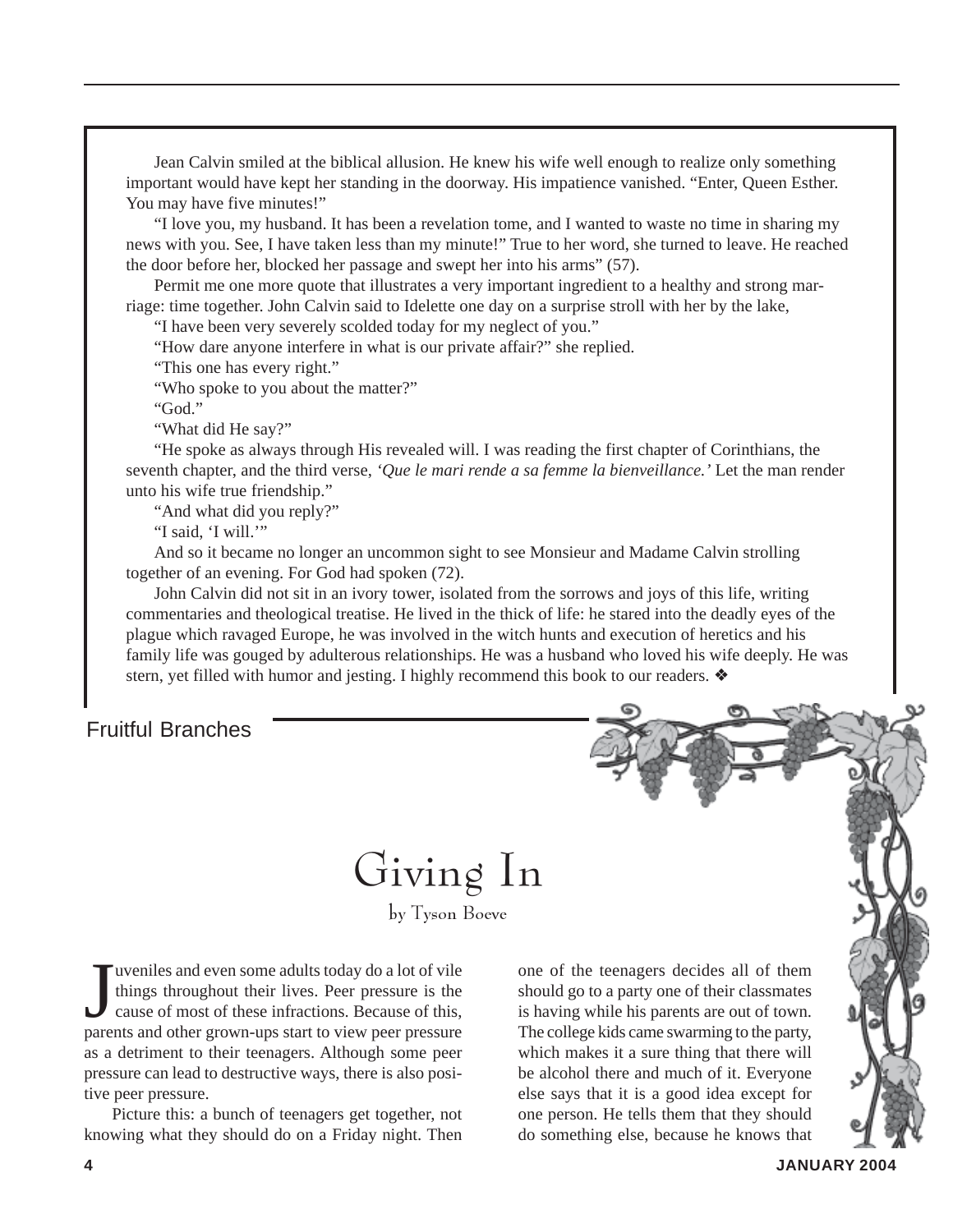Jean Calvin smiled at the biblical allusion. He knew his wife well enough to realize only something important would have kept her standing in the doorway. His impatience vanished. “Enter, Queen Esther. You may have five minutes!”

“I love you, my husband. It has been a revelation tome, and I wanted to waste no time in sharing my news with you. See, I have taken less than my minute!” True to her word, she turned to leave. He reached the door before her, blocked her passage and swept her into his arms” (57).

Permit me one more quote that illustrates a very important ingredient to a healthy and strong marriage: time together. John Calvin said to Idelette one day on a surprise stroll with her by the lake,

“I have been very severely scolded today for my neglect of you.”

“How dare anyone interfere in what is our private affair?” she replied.

“This one has every right.”

“Who spoke to you about the matter?”

“God.”

“What did He say?”

“He spoke as always through His revealed will. I was reading the first chapter of Corinthians, the seventh chapter, and the third verse, *‘Que le mari rende a sa femme la bienveillance.’* Let the man render unto his wife true friendship.”

“And what did you reply?”

“I said, ‘I will.’”

And so it became no longer an uncommon sight to see Monsieur and Madame Calvin strolling together of an evening. For God had spoken (72).

John Calvin did not sit in an ivory tower, isolated from the sorrows and joys of this life, writing commentaries and theological treatise. He lived in the thick of life: he stared into the deadly eyes of the plague which ravaged Europe, he was involved in the witch hunts and execution of heretics and his family life was gouged by adulterous relationships. He was a husband who loved his wife deeply. He was stern, yet filled with humor and jesting. I highly recommend this book to our readers. ❖

Fruitful Branches

# Giving In

by Tyson Boeve

Juveniles and even some adults today do a lot of vile things throughout their lives. Peer pressure is the cause of most of these infractions. Because of this, parents and other grown-ups start to view peer pressure as a detriment to their teenagers. Although some peer pressure can lead to destructive ways, there is also positive peer pressure.

Picture this: a bunch of teenagers get together, not knowing what they should do on a Friday night. Then one of the teenagers decides all of them should go to a party one of their classmates is having while his parents are out of town. The college kids came swarming to the party, which makes it a sure thing that there will be alcohol there and much of it. Everyone else says that it is a good idea except for one person. He tells them that they should do something else, because he knows that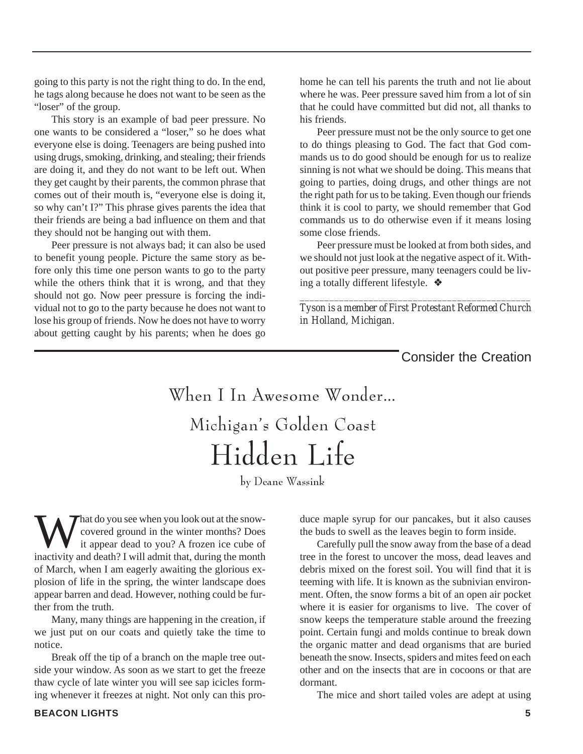going to this party is not the right thing to do. In the end, he tags along because he does not want to be seen as the "loser" of the group.

This story is an example of bad peer pressure. No one wants to be considered a "loser," so he does what everyone else is doing. Teenagers are being pushed into using drugs, smoking, drinking, and stealing; their friends are doing it, and they do not want to be left out. When they get caught by their parents, the common phrase that comes out of their mouth is, "everyone else is doing it, so why can't I?" This phrase gives parents the idea that their friends are being a bad influence on them and that they should not be hanging out with them.

Peer pressure is not always bad; it can also be used to benefit young people. Picture the same story as before only this time one person wants to go to the party while the others think that it is wrong, and that they should not go. Now peer pressure is forcing the individual not to go to the party because he does not want to lose his group of friends. Now he does not have to worry about getting caught by his parents; when he does go home he can tell his parents the truth and not lie about where he was. Peer pressure saved him from a lot of sin that he could have committed but did not, all thanks to his friends.

Peer pressure must not be the only source to get one to do things pleasing to God. The fact that God commands us to do good should be enough for us to realize sinning is not what we should be doing. This means that going to parties, doing drugs, and other things are not the right path for us to be taking. Even though our friends think it is cool to party, we should remember that God commands us to do otherwise even if it means losing some close friends.

Peer pressure must be looked at from both sides, and we should not just look at the negative aspect of it. Without positive peer pressure, many teenagers could be living a totally different lifestyle. ❖

---

*Tyson is a member of First Protestant Reformed Church in Holland, Michigan.*

Consider the Creation

## When I In Awesome Wonder...

### Michigan's Golden Coast

# Hidden Life

by Deane Wassink

What do you see when you look out at the snow-covered ground in the winter months? Does it appear dead to you? A frozen ice cube of inactivity and death? I will admit that, during the month of March, when I am eagerly awaiting the glorious explosion of life in the spring, the winter landscape does appear barren and dead. However, nothing could be further from the truth.

Many, many things are happening in the creation, if we just put on our coats and quietly take the time to notice.

Break off the tip of a branch on the maple tree outside your window. As soon as we start to get the freeze thaw cycle of late winter you will see sap icicles forming whenever it freezes at night. Not only can this produce maple syrup for our pancakes, but it also causes the buds to swell as the leaves begin to form inside.

Carefully pull the snow away from the base of a dead tree in the forest to uncover the moss, dead leaves and debris mixed on the forest soil. You will find that it is teeming with life. It is known as the subnivian environment. Often, the snow forms a bit of an open air pocket where it is easier for organisms to live. The cover of snow keeps the temperature stable around the freezing point. Certain fungi and molds continue to break down the organic matter and dead organisms that are buried beneath the snow. Insects, spiders and mites feed on each other and on the insects that are in cocoons or that are dormant.

The mice and short tailed voles are adept at using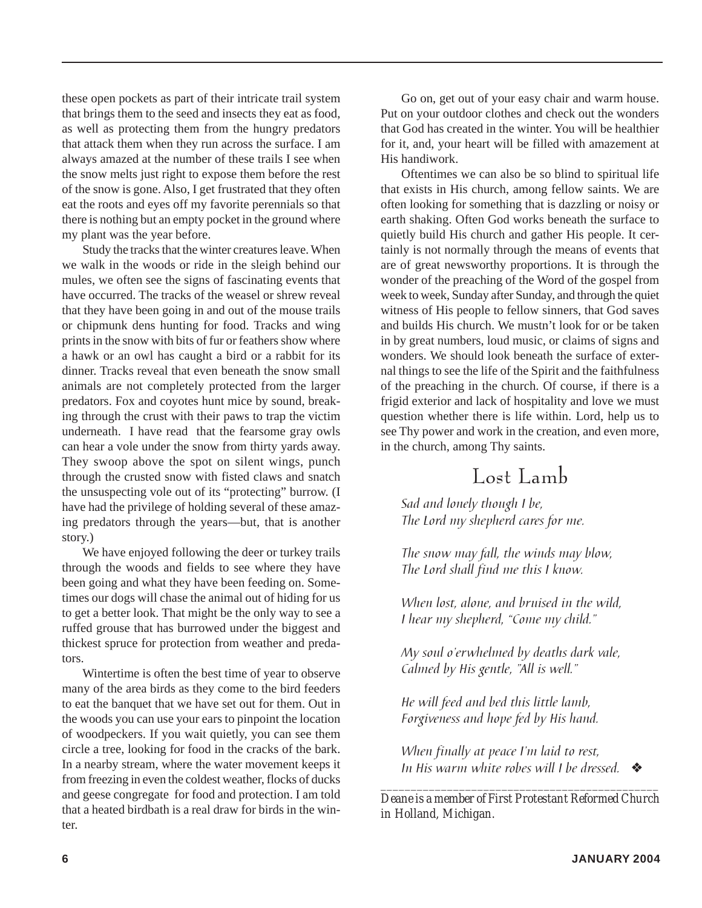these open pockets as part of their intricate trail system that brings them to the seed and insects they eat as food, as well as protecting them from the hungry predators that attack them when they run across the surface. I am always amazed at the number of these trails I see when the snow melts just right to expose them before the rest of the snow is gone. Also, I get frustrated that they often eat the roots and eyes off my favorite perennials so that there is nothing but an empty pocket in the ground where my plant was the year before.

Study the tracks that the winter creatures leave. When we walk in the woods or ride in the sleigh behind our mules, we often see the signs of fascinating events that have occurred. The tracks of the weasel or shrew reveal that they have been going in and out of the mouse trails or chipmunk dens hunting for food. Tracks and wing prints in the snow with bits of fur or feathers show where a hawk or an owl has caught a bird or a rabbit for its dinner. Tracks reveal that even beneath the snow small animals are not completely protected from the larger predators. Fox and coyotes hunt mice by sound, breaking through the crust with their paws to trap the victim underneath. I have read that the fearsome gray owls can hear a vole under the snow from thirty yards away. They swoop above the spot on silent wings, punch through the crusted snow with fisted claws and snatch the unsuspecting vole out of its "protecting" burrow. (I have had the privilege of holding several of these amazing predators through the years—but, that is another story.)

We have enjoyed following the deer or turkey trails through the woods and fields to see where they have been going and what they have been feeding on. Sometimes our dogs will chase the animal out of hiding for us to get a better look. That might be the only way to see a ruffed grouse that has burrowed under the biggest and thickest spruce for protection from weather and predators.

Wintertime is often the best time of year to observe many of the area birds as they come to the bird feeders to eat the banquet that we have set out for them. Out in the woods you can use your ears to pinpoint the location of woodpeckers. If you wait quietly, you can see them circle a tree, looking for food in the cracks of the bark. In a nearby stream, where the water movement keeps it from freezing in even the coldest weather, flocks of ducks and geese congregate for food and protection. I am told that a heated birdbath is a real draw for birds in the winter.

Go on, get out of your easy chair and warm house. Put on your outdoor clothes and check out the wonders that God has created in the winter. You will be healthier for it, and, your heart will be filled with amazement at His handiwork.

Oftentimes we can also be so blind to spiritual life that exists in His church, among fellow saints. We are often looking for something that is dazzling or noisy or earth shaking. Often God works beneath the surface to quietly build His church and gather His people. It certainly is not normally through the means of events that are of great newsworthy proportions. It is through the wonder of the preaching of the Word of the gospel from week to week, Sunday after Sunday, and through the quiet witness of His people to fellow sinners, that God saves and builds His church. We mustn't look for or be taken in by great numbers, loud music, or claims of signs and wonders. We should look beneath the surface of external things to see the life of the Spirit and the faithfulness of the preaching in the church. Of course, if there is a frigid exterior and lack of hospitality and love we must question whether there is life within. Lord, help us to see Thy power and work in the creation, and even more, in the church, among Thy saints.

## Lost Lamb

*Sad and lonely though I be,*
*The Lord my shepherd cares for me.*

*The snow may fall, the winds may blow,*
*The Lord shall find me this I know.*

*When lost, alone, and bruised in the wild,*
*I hear my shepherd, "Come my child."*

*My soul o'erwhelmed by deaths dark vale,*
*Calmed by His gentle, "All is well."*

*He will feed and bed this little lamb,*
*Forgiveness and hope fed by His hand.*

*When finally at peace I'm laid to rest,*
*In His warm white robes will I be dressed.* ❖

---

*Deane is a member of First Protestant Reformed Church in Holland, Michigan.*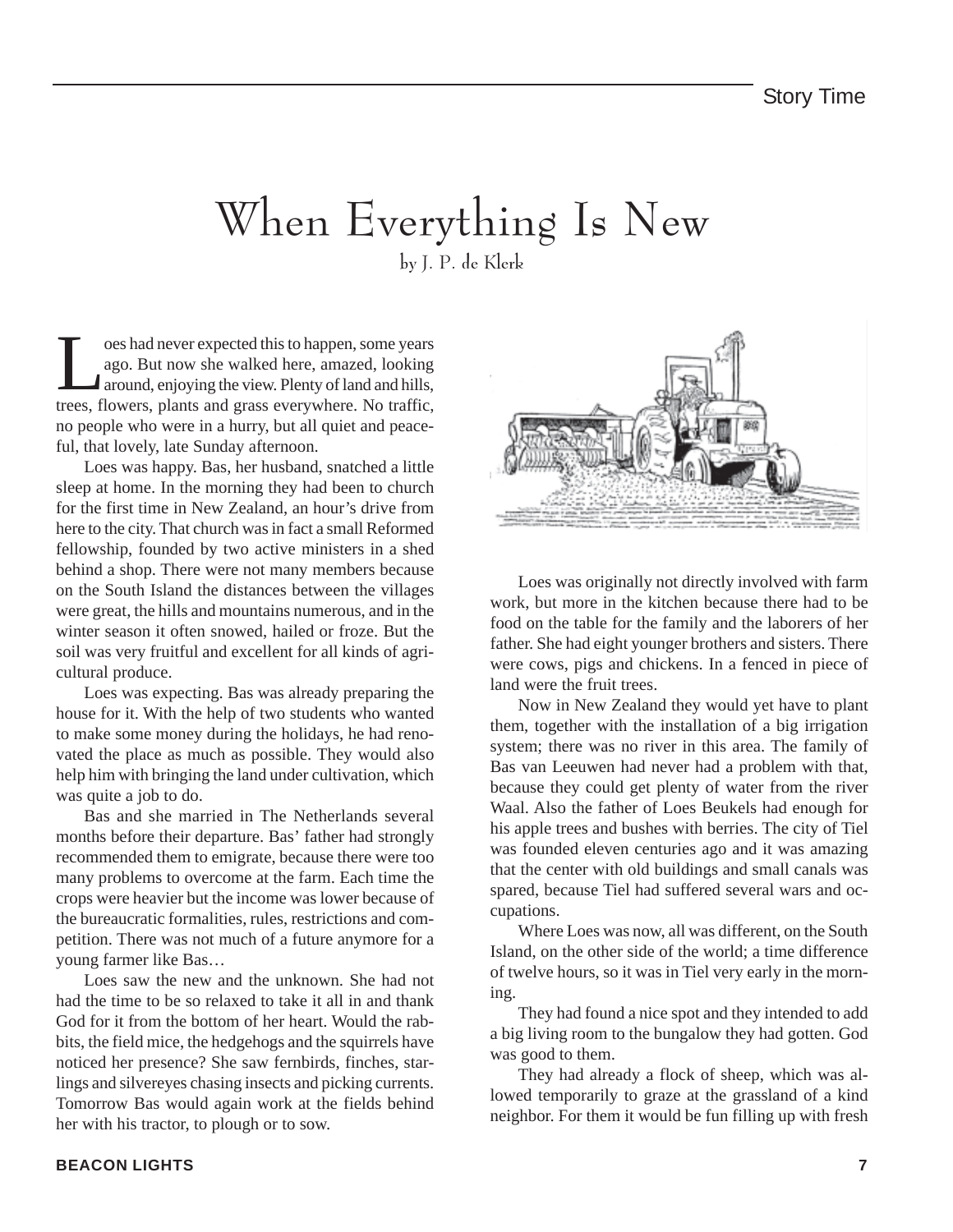# When Everything Is New

by J. P. de Klerk

Loes had never expected this to happen, some years ago. But now she walked here, amazed, looking around, enjoying the view. Plenty of land and hills, trees, flowers, plants and grass everywhere. No traffic, no people who were in a hurry, but all quiet and peaceful, that lovely, late Sunday afternoon.

Loes was happy. Bas, her husband, snatched a little sleep at home. In the morning they had been to church for the first time in New Zealand, an hour's drive from here to the city. That church was in fact a small Reformed fellowship, founded by two active ministers in a shed behind a shop. There were not many members because on the South Island the distances between the villages were great, the hills and mountains numerous, and in the winter season it often snowed, hailed or froze. But the soil was very fruitful and excellent for all kinds of agricultural produce.

Loes was expecting. Bas was already preparing the house for it. With the help of two students who wanted to make some money during the holidays, he had renovated the place as much as possible. They would also help him with bringing the land under cultivation, which was quite a job to do.

Bas and she married in The Netherlands several months before their departure. Bas' father had strongly recommended them to emigrate, because there were too many problems to overcome at the farm. Each time the crops were heavier but the income was lower because of the bureaucratic formalities, rules, restrictions and competition. There was not much of a future anymore for a young farmer like Bas…

Loes saw the new and the unknown. She had not had the time to be so relaxed to take it all in and thank God for it from the bottom of her heart. Would the rabbits, the field mice, the hedgehogs and the squirrels have noticed her presence? She saw fernbirds, finches, starlings and silvereyes chasing insects and picking currents. Tomorrow Bas would again work at the fields behind her with his tractor, to plough or to sow.

Loes was originally not directly involved with farm work, but more in the kitchen because there had to be food on the table for the family and the laborers of her father. She had eight younger brothers and sisters. There were cows, pigs and chickens. In a fenced in piece of land were the fruit trees.

Now in New Zealand they would yet have to plant them, together with the installation of a big irrigation system; there was no river in this area. The family of Bas van Leeuwen had never had a problem with that, because they could get plenty of water from the river Waal. Also the father of Loes Beukels had enough for his apple trees and bushes with berries. The city of Tiel was founded eleven centuries ago and it was amazing that the center with old buildings and small canals was spared, because Tiel had suffered several wars and occupations.

Where Loes was now, all was different, on the South Island, on the other side of the world; a time difference of twelve hours, so it was in Tiel very early in the morning.

They had found a nice spot and they intended to add a big living room to the bungalow they had gotten. God was good to them.

They had already a flock of sheep, which was allowed temporarily to graze at the grassland of a kind neighbor. For them it would be fun filling up with fresh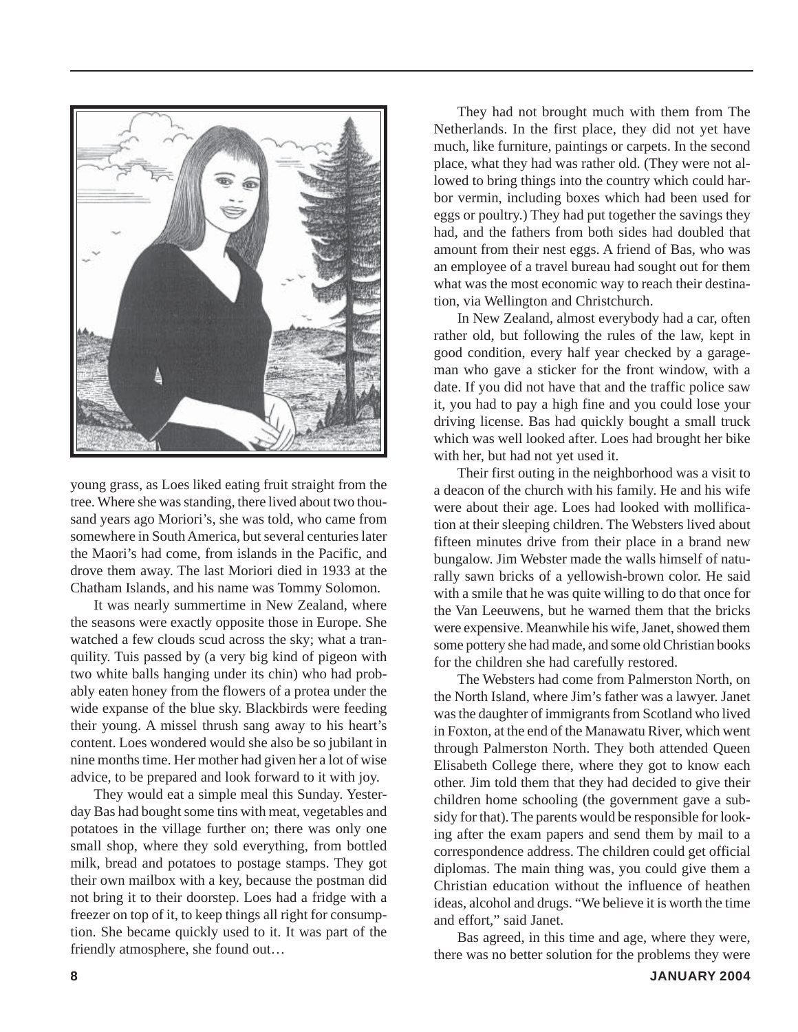young grass, as Loes liked eating fruit straight from the tree. Where she was standing, there lived about two thousand years ago Moriori's, she was told, who came from somewhere in South America, but several centuries later the Maori's had come, from islands in the Pacific, and drove them away. The last Moriori died in 1933 at the Chatham Islands, and his name was Tommy Solomon.

It was nearly summertime in New Zealand, where the seasons were exactly opposite those in Europe. She watched a few clouds scud across the sky; what a tranquility. Tuis passed by (a very big kind of pigeon with two white balls hanging under its chin) who had probably eaten honey from the flowers of a protea under the wide expanse of the blue sky. Blackbirds were feeding their young. A missel thrush sang away to his heart's content. Loes wondered would she also be so jubilant in nine months time. Her mother had given her a lot of wise advice, to be prepared and look forward to it with joy.

They would eat a simple meal this Sunday. Yesterday Bas had bought some tins with meat, vegetables and potatoes in the village further on; there was only one small shop, where they sold everything, from bottled milk, bread and potatoes to postage stamps. They got their own mailbox with a key, because the postman did not bring it to their doorstep. Loes had a fridge with a freezer on top of it, to keep things all right for consumption. She became quickly used to it. It was part of the friendly atmosphere, she found out…

They had not brought much with them from The Netherlands. In the first place, they did not yet have much, like furniture, paintings or carpets. In the second place, what they had was rather old. (They were not allowed to bring things into the country which could harbor vermin, including boxes which had been used for eggs or poultry.) They had put together the savings they had, and the fathers from both sides had doubled that amount from their nest eggs. A friend of Bas, who was an employee of a travel bureau had sought out for them what was the most economic way to reach their destination, via Wellington and Christchurch.

In New Zealand, almost everybody had a car, often rather old, but following the rules of the law, kept in good condition, every half year checked by a garageman who gave a sticker for the front window, with a date. If you did not have that and the traffic police saw it, you had to pay a high fine and you could lose your driving license. Bas had quickly bought a small truck which was well looked after. Loes had brought her bike with her, but had not yet used it.

Their first outing in the neighborhood was a visit to a deacon of the church with his family. He and his wife were about their age. Loes had looked with mollification at their sleeping children. The Websters lived about fifteen minutes drive from their place in a brand new bungalow. Jim Webster made the walls himself of naturally sawn bricks of a yellowish-brown color. He said with a smile that he was quite willing to do that once for the Van Leeuwens, but he warned them that the bricks were expensive. Meanwhile his wife, Janet, showed them some pottery she had made, and some old Christian books for the children she had carefully restored.

The Websters had come from Palmerston North, on the North Island, where Jim's father was a lawyer. Janet was the daughter of immigrants from Scotland who lived in Foxton, at the end of the Manawatu River, which went through Palmerston North. They both attended Queen Elisabeth College there, where they got to know each other. Jim told them that they had decided to give their children home schooling (the government gave a subsidy for that). The parents would be responsible for looking after the exam papers and send them by mail to a correspondence address. The children could get official diplomas. The main thing was, you could give them a Christian education without the influence of heathen ideas, alcohol and drugs. "We believe it is worth the time and effort," said Janet.

Bas agreed, in this time and age, where they were, there was no better solution for the problems they were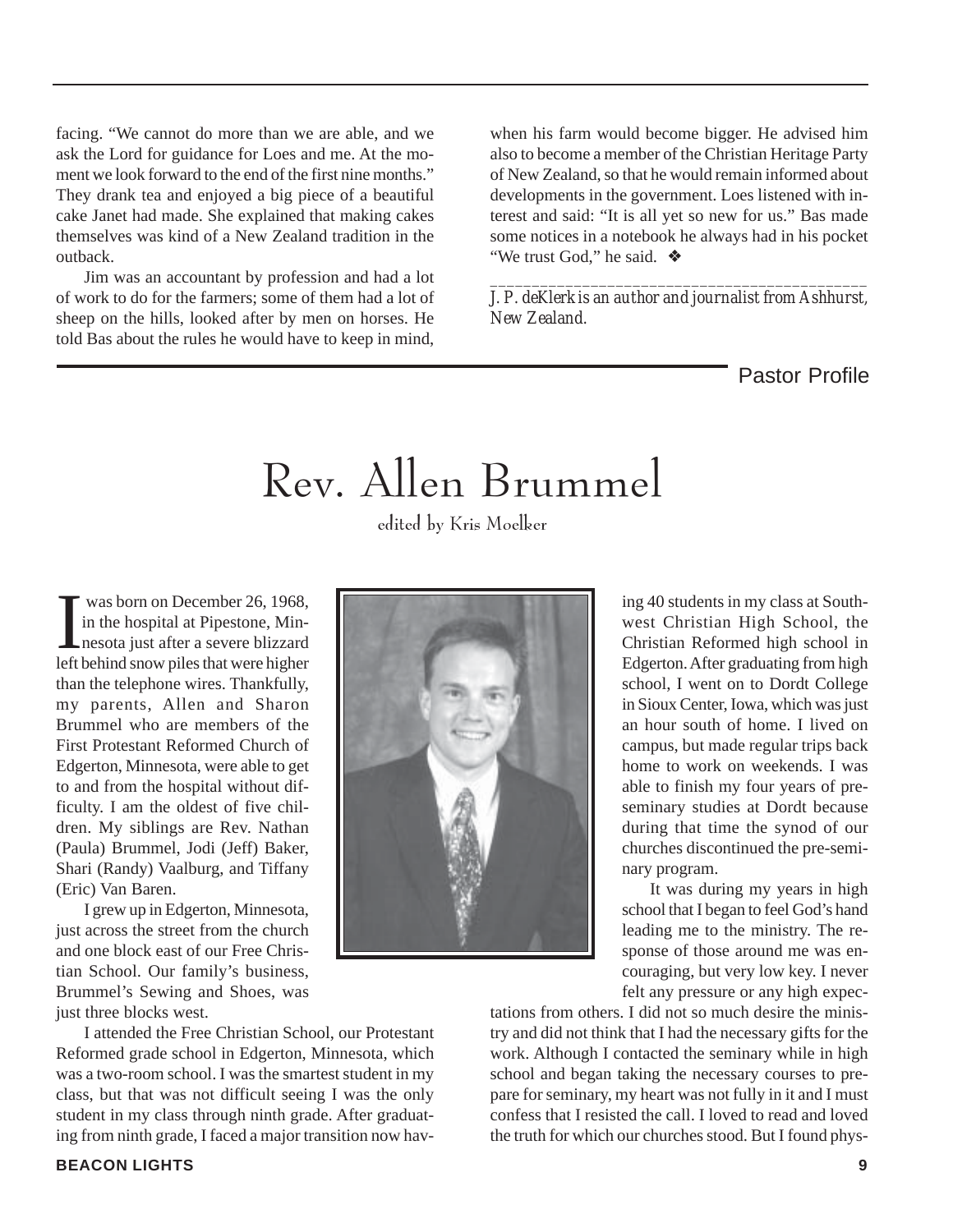facing. "We cannot do more than we are able, and we ask the Lord for guidance for Loes and me. At the moment we look forward to the end of the first nine months." They drank tea and enjoyed a big piece of a beautiful cake Janet had made. She explained that making cakes themselves was kind of a New Zealand tradition in the outback.

Jim was an accountant by profession and had a lot of work to do for the farmers; some of them had a lot of sheep on the hills, looked after by men on horses. He told Bas about the rules he would have to keep in mind, when his farm would become bigger. He advised him also to become a member of the Christian Heritage Party of New Zealand, so that he would remain informed about developments in the government. Loes listened with interest and said: "It is all yet so new for us." Bas made some notices in a notebook he always had in his pocket "We trust God," he said. ❖

---

*J. P. deKlerk is an author and journalist from Ashhurst, New Zealand.*

Pastor Profile

# Rev. Allen Brummel

edited by Kris Moelker

I was born on December 26, 1968, in the hospital at Pipestone, Minnesota just after a severe blizzard left behind snow piles that were higher than the telephone wires. Thankfully, my parents, Allen and Sharon Brummel who are members of the First Protestant Reformed Church of Edgerton, Minnesota, were able to get to and from the hospital without difficulty. I am the oldest of five children. My siblings are Rev. Nathan (Paula) Brummel, Jodi (Jeff) Baker, Shari (Randy) Vaalburg, and Tiffany (Eric) Van Baren.

I grew up in Edgerton, Minnesota, just across the street from the church and one block east of our Free Christian School. Our family's business, Brummel's Sewing and Shoes, was just three blocks west.

I attended the Free Christian School, our Protestant Reformed grade school in Edgerton, Minnesota, which was a two-room school. I was the smartest student in my class, but that was not difficult seeing I was the only student in my class through ninth grade. After graduating from ninth grade, I faced a major transition now having 40 students in my class at Southwest Christian High School, the Christian Reformed high school in Edgerton. After graduating from high school, I went on to Dordt College in Sioux Center, Iowa, which was just an hour south of home. I lived on campus, but made regular trips back home to work on weekends. I was able to finish my four years of pre-seminary studies at Dordt because during that time the synod of our churches discontinued the pre-seminary program.

It was during my years in high school that I began to feel God's hand leading me to the ministry. The response of those around me was encouraging, but very low key. I never felt any pressure or any high expectations from others. I did not so much desire the ministry and did not think that I had the necessary gifts for the work. Although I contacted the seminary while in high school and began taking the necessary courses to prepare for seminary, my heart was not fully in it and I must confess that I resisted the call. I loved to read and loved the truth for which our churches stood. But I found phys-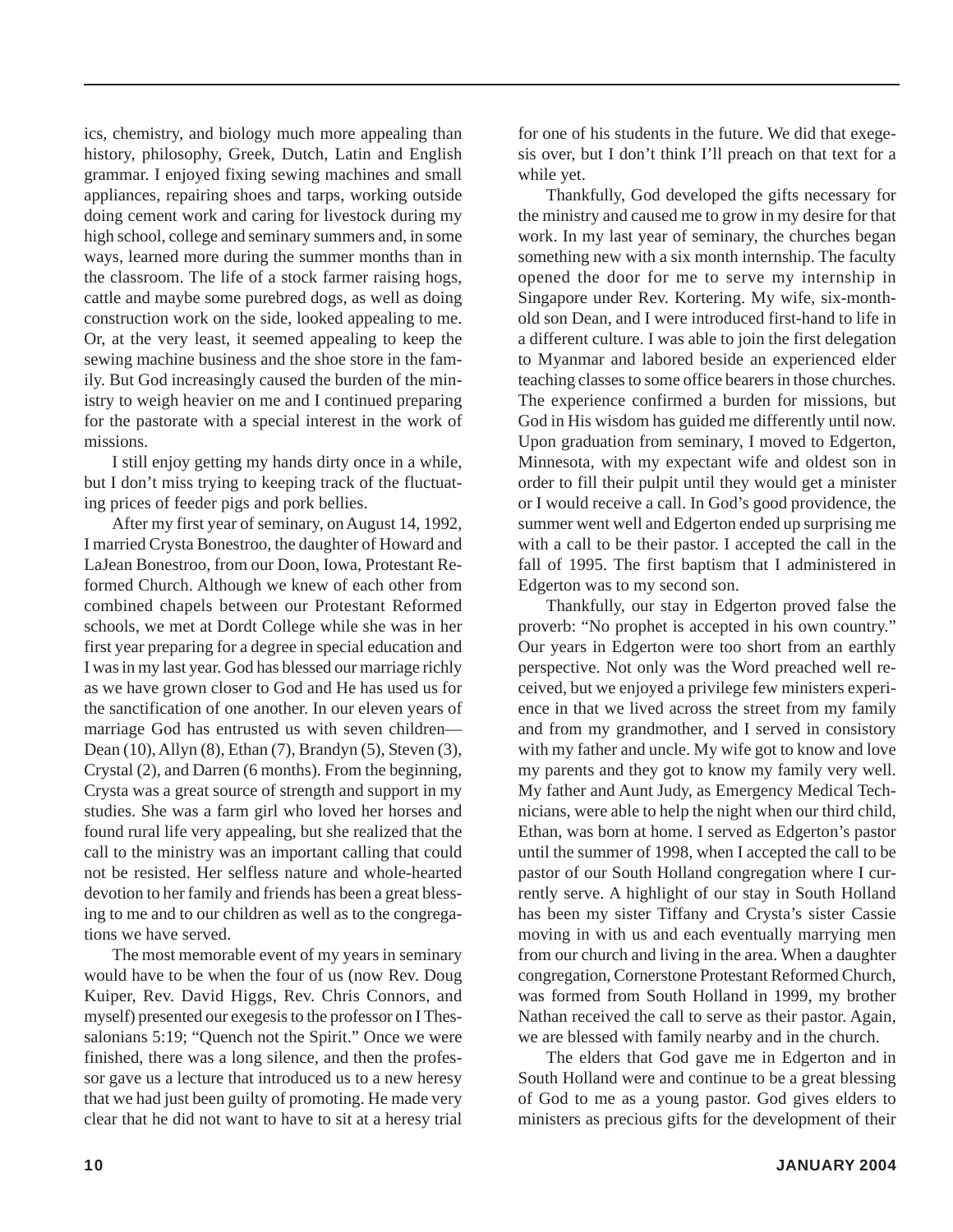ics, chemistry, and biology much more appealing than history, philosophy, Greek, Dutch, Latin and English grammar. I enjoyed fixing sewing machines and small appliances, repairing shoes and tarps, working outside doing cement work and caring for livestock during my high school, college and seminary summers and, in some ways, learned more during the summer months than in the classroom. The life of a stock farmer raising hogs, cattle and maybe some purebred dogs, as well as doing construction work on the side, looked appealing to me. Or, at the very least, it seemed appealing to keep the sewing machine business and the shoe store in the family. But God increasingly caused the burden of the ministry to weigh heavier on me and I continued preparing for the pastorate with a special interest in the work of missions.

I still enjoy getting my hands dirty once in a while, but I don't miss trying to keeping track of the fluctuating prices of feeder pigs and pork bellies.

After my first year of seminary, on August 14, 1992, I married Crysta Bonestroo, the daughter of Howard and LaJean Bonestroo, from our Doon, Iowa, Protestant Reformed Church. Although we knew of each other from combined chapels between our Protestant Reformed schools, we met at Dordt College while she was in her first year preparing for a degree in special education and I was in my last year. God has blessed our marriage richly as we have grown closer to God and He has used us for the sanctification of one another. In our eleven years of marriage God has entrusted us with seven children—Dean (10), Allyn (8), Ethan (7), Brandyn (5), Steven (3), Crystal (2), and Darren (6 months). From the beginning, Crysta was a great source of strength and support in my studies. She was a farm girl who loved her horses and found rural life very appealing, but she realized that the call to the ministry was an important calling that could not be resisted. Her selfless nature and whole-hearted devotion to her family and friends has been a great blessing to me and to our children as well as to the congregations we have served.

The most memorable event of my years in seminary would have to be when the four of us (now Rev. Doug Kuiper, Rev. David Higgs, Rev. Chris Connors, and myself) presented our exegesis to the professor on I Thessalonians 5:19; "Quench not the Spirit." Once we were finished, there was a long silence, and then the professor gave us a lecture that introduced us to a new heresy that we had just been guilty of promoting. He made very clear that he did not want to have to sit at a heresy trial for one of his students in the future. We did that exegesis over, but I don't think I'll preach on that text for a while yet.

Thankfully, God developed the gifts necessary for the ministry and caused me to grow in my desire for that work. In my last year of seminary, the churches began something new with a six month internship. The faculty opened the door for me to serve my internship in Singapore under Rev. Kortering. My wife, six-month-old son Dean, and I were introduced first-hand to life in a different culture. I was able to join the first delegation to Myanmar and labored beside an experienced elder teaching classes to some office bearers in those churches. The experience confirmed a burden for missions, but God in His wisdom has guided me differently until now. Upon graduation from seminary, I moved to Edgerton, Minnesota, with my expectant wife and oldest son in order to fill their pulpit until they would get a minister or I would receive a call. In God's good providence, the summer went well and Edgerton ended up surprising me with a call to be their pastor. I accepted the call in the fall of 1995. The first baptism that I administered in Edgerton was to my second son.

Thankfully, our stay in Edgerton proved false the proverb: "No prophet is accepted in his own country." Our years in Edgerton were too short from an earthly perspective. Not only was the Word preached well received, but we enjoyed a privilege few ministers experience in that we lived across the street from my family and from my grandmother, and I served in consistory with my father and uncle. My wife got to know and love my parents and they got to know my family very well. My father and Aunt Judy, as Emergency Medical Technicians, were able to help the night when our third child, Ethan, was born at home. I served as Edgerton's pastor until the summer of 1998, when I accepted the call to be pastor of our South Holland congregation where I currently serve. A highlight of our stay in South Holland has been my sister Tiffany and Crysta's sister Cassie moving in with us and each eventually marrying men from our church and living in the area. When a daughter congregation, Cornerstone Protestant Reformed Church, was formed from South Holland in 1999, my brother Nathan received the call to serve as their pastor. Again, we are blessed with family nearby and in the church.

The elders that God gave me in Edgerton and in South Holland were and continue to be a great blessing of God to me as a young pastor. God gives elders to ministers as precious gifts for the development of their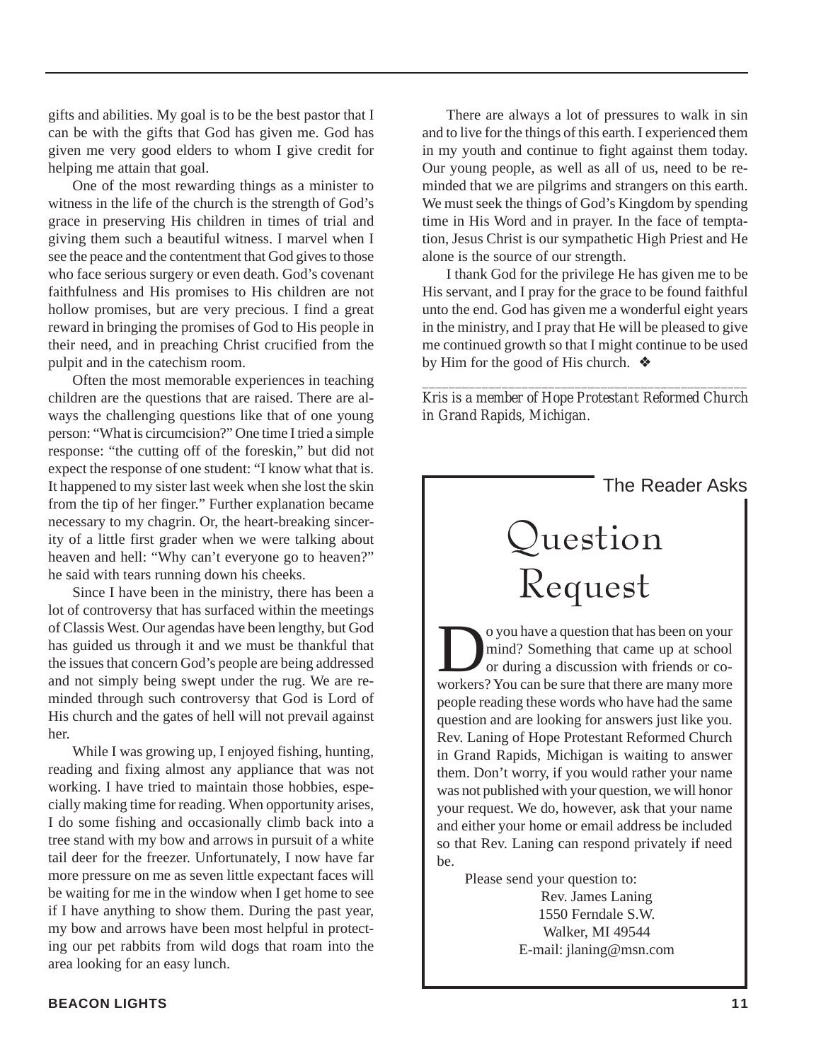gifts and abilities. My goal is to be the best pastor that I can be with the gifts that God has given me. God has given me very good elders to whom I give credit for helping me attain that goal.

One of the most rewarding things as a minister to witness in the life of the church is the strength of God's grace in preserving His children in times of trial and giving them such a beautiful witness. I marvel when I see the peace and the contentment that God gives to those who face serious surgery or even death. God's covenant faithfulness and His promises to His children are not hollow promises, but are very precious. I find a great reward in bringing the promises of God to His people in their need, and in preaching Christ crucified from the pulpit and in the catechism room.

Often the most memorable experiences in teaching children are the questions that are raised. There are always the challenging questions like that of one young person: "What is circumcision?" One time I tried a simple response: "the cutting off of the foreskin," but did not expect the response of one student: "I know what that is. It happened to my sister last week when she lost the skin from the tip of her finger." Further explanation became necessary to my chagrin. Or, the heart-breaking sincerity of a little first grader when we were talking about heaven and hell: "Why can't everyone go to heaven?" he said with tears running down his cheeks.

Since I have been in the ministry, there has been a lot of controversy that has surfaced within the meetings of Classis West. Our agendas have been lengthy, but God has guided us through it and we must be thankful that the issues that concern God's people are being addressed and not simply being swept under the rug. We are reminded through such controversy that God is Lord of His church and the gates of hell will not prevail against her.

While I was growing up, I enjoyed fishing, hunting, reading and fixing almost any appliance that was not working. I have tried to maintain those hobbies, especially making time for reading. When opportunity arises, I do some fishing and occasionally climb back into a tree stand with my bow and arrows in pursuit of a white tail deer for the freezer. Unfortunately, I now have far more pressure on me as seven little expectant faces will be waiting for me in the window when I get home to see if I have anything to show them. During the past year, my bow and arrows have been most helpful in protecting our pet rabbits from wild dogs that roam into the area looking for an easy lunch.

There are always a lot of pressures to walk in sin and to live for the things of this earth. I experienced them in my youth and continue to fight against them today. Our young people, as well as all of us, need to be reminded that we are pilgrims and strangers on this earth. We must seek the things of God's Kingdom by spending time in His Word and in prayer. In the face of temptation, Jesus Christ is our sympathetic High Priest and He alone is the source of our strength.

I thank God for the privilege He has given me to be His servant, and I pray for the grace to be found faithful unto the end. God has given me a wonderful eight years in the ministry, and I pray that He will be pleased to give me continued growth so that I might continue to be used by Him for the good of His church. ❖

---

*Kris is a member of Hope Protestant Reformed Church in Grand Rapids, Michigan.*

The Reader Asks

# Question Request

Do you have a question that has been on your mind? Something that came up at school or during a discussion with friends or coworkers? You can be sure that there are many more people reading these words who have had the same question and are looking for answers just like you. Rev. Laning of Hope Protestant Reformed Church in Grand Rapids, Michigan is waiting to answer them. Don't worry, if you would rather your name was not published with your question, we will honor your request. We do, however, ask that your name and either your home or email address be included so that Rev. Laning can respond privately if need be.

Please send your question to:

Rev. James Laning
1550 Ferndale S.W.
Walker, MI 49544
E-mail: jlaning@msn.com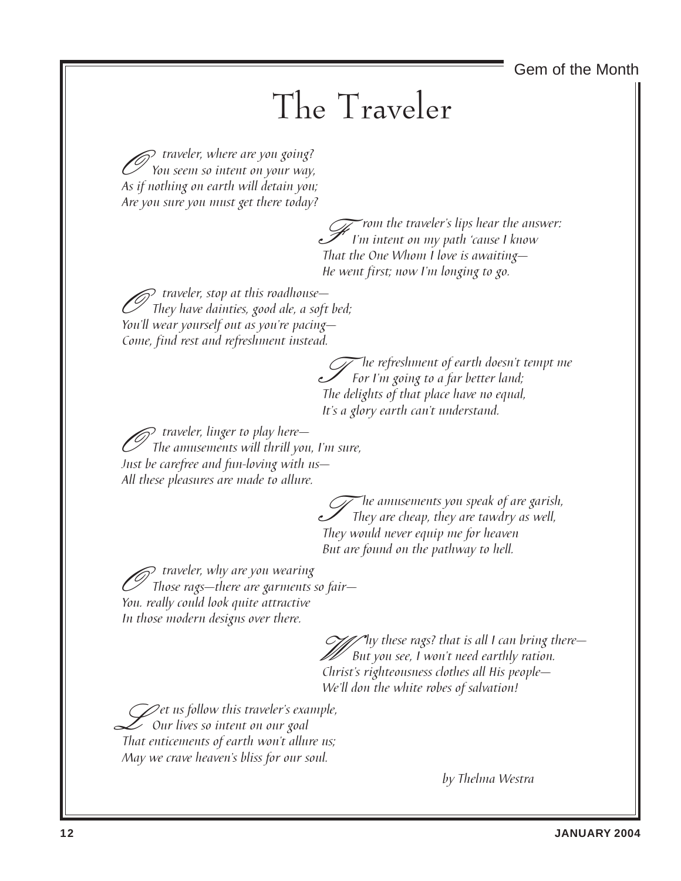Gem of the Month

# The Traveler

*O traveler, where are you going?*
*You seem so intent on your way,*
*As if nothing on earth will detain you;*
*Are you sure you must get there today?*

*From the traveler's lips hear the answer:*
*I'm intent on my path 'cause I know*
*That the One Whom I love is awaiting—*
*He went first; now I'm longing to go.*

*O traveler, stop at this roadhouse—*
*They have dainties, good ale, a soft bed;*
*You'll wear yourself out as you're pacing—*
*Come, find rest and refreshment instead.*

*The refreshment of earth doesn't tempt me*
*For I'm going to a far better land;*
*The delights of that place have no equal,*
*It's a glory earth can't understand.*

*O traveler, linger to play here—*
*The amusements will thrill you, I'm sure,*
*Just be carefree and fun-loving with us—*
*All these pleasures are made to allure.*

*The amusements you speak of are garish,*
*They are cheap, they are tawdry as well,*
*They would never equip me for heaven*
*But are found on the pathway to hell.*

*O traveler, why are you wearing*
*Those rags—there are garments so fair—*
*You. really could look quite attractive*
*In those modern designs over there.*

*Why these rags? that is all I can bring there—*
*But you see, I won't need earthly ration.*
*Christ's righteousness clothes all His people—*
*We'll don the white robes of salvation!*

*Let us follow this traveler's example,*
*Our lives so intent on our goal*
*That enticements of earth won't allure us;*
*May we crave heaven's bliss for our soul.*

*by Thelma Westra*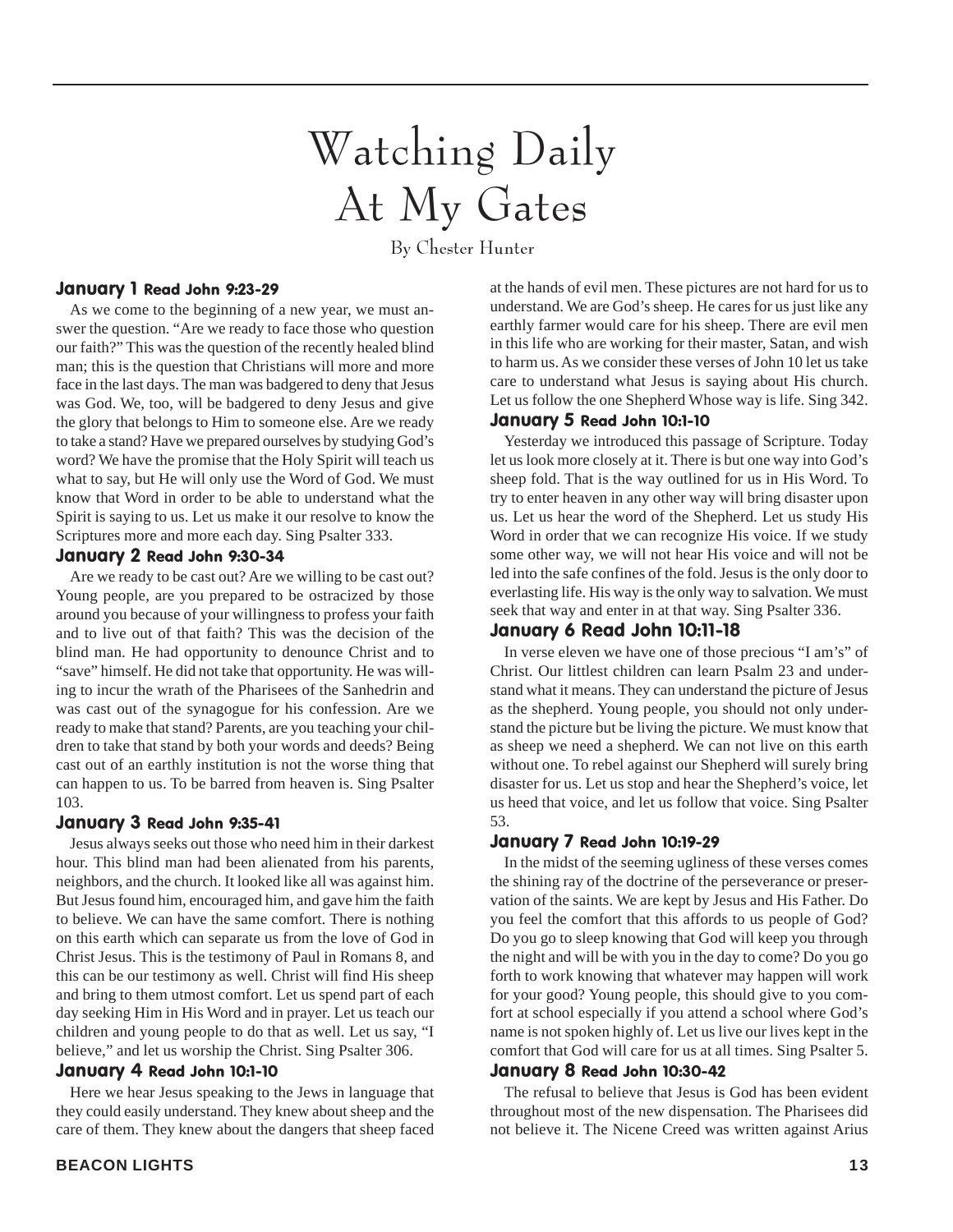# Watching Daily At My Gates

By Chester Hunter

### January 1 Read John 9:23-29

As we come to the beginning of a new year, we must answer the question. "Are we ready to face those who question our faith?" This was the question of the recently healed blind man; this is the question that Christians will more and more face in the last days. The man was badgered to deny that Jesus was God. We, too, will be badgered to deny Jesus and give the glory that belongs to Him to someone else. Are we ready to take a stand? Have we prepared ourselves by studying God's word? We have the promise that the Holy Spirit will teach us what to say, but He will only use the Word of God. We must know that Word in order to be able to understand what the Spirit is saying to us. Let us make it our resolve to know the Scriptures more and more each day. Sing Psalter 333.

### January 2 Read John 9:30-34

Are we ready to be cast out? Are we willing to be cast out? Young people, are you prepared to be ostracized by those around you because of your willingness to profess your faith and to live out of that faith? This was the decision of the blind man. He had opportunity to denounce Christ and to "save" himself. He did not take that opportunity. He was willing to incur the wrath of the Pharisees of the Sanhedrin and was cast out of the synagogue for his confession. Are we ready to make that stand? Parents, are you teaching your children to take that stand by both your words and deeds? Being cast out of an earthly institution is not the worse thing that can happen to us. To be barred from heaven is. Sing Psalter 103.

### January 3 Read John 9:35-41

Jesus always seeks out those who need him in their darkest hour. This blind man had been alienated from his parents, neighbors, and the church. It looked like all was against him. But Jesus found him, encouraged him, and gave him the faith to believe. We can have the same comfort. There is nothing on this earth which can separate us from the love of God in Christ Jesus. This is the testimony of Paul in Romans 8, and this can be our testimony as well. Christ will find His sheep and bring to them utmost comfort. Let us spend part of each day seeking Him in His Word and in prayer. Let us teach our children and young people to do that as well. Let us say, "I believe," and let us worship the Christ. Sing Psalter 306.

### January 4 Read John 10:1-10

Here we hear Jesus speaking to the Jews in language that they could easily understand. They knew about sheep and the care of them. They knew about the dangers that sheep faced at the hands of evil men. These pictures are not hard for us to understand. We are God's sheep. He cares for us just like any earthly farmer would care for his sheep. There are evil men in this life who are working for their master, Satan, and wish to harm us. As we consider these verses of John 10 let us take care to understand what Jesus is saying about His church. Let us follow the one Shepherd Whose way is life. Sing 342.

### January 5 Read John 10:1-10

Yesterday we introduced this passage of Scripture. Today let us look more closely at it. There is but one way into God's sheep fold. That is the way outlined for us in His Word. To try to enter heaven in any other way will bring disaster upon us. Let us hear the word of the Shepherd. Let us study His Word in order that we can recognize His voice. If we study some other way, we will not hear His voice and will not be led into the safe confines of the fold. Jesus is the only door to everlasting life. His way is the only way to salvation. We must seek that way and enter in at that way. Sing Psalter 336.

### January 6 Read John 10:11-18

In verse eleven we have one of those precious "I am's" of Christ. Our littlest children can learn Psalm 23 and understand what it means. They can understand the picture of Jesus as the shepherd. Young people, you should not only understand the picture but be living the picture. We must know that as sheep we need a shepherd. We can not live on this earth without one. To rebel against our Shepherd will surely bring disaster for us. Let us stop and hear the Shepherd's voice, let us heed that voice, and let us follow that voice. Sing Psalter 53.

### January 7 Read John 10:19-29

In the midst of the seeming ugliness of these verses comes the shining ray of the doctrine of the perseverance or preservation of the saints. We are kept by Jesus and His Father. Do you feel the comfort that this affords to us people of God? Do you go to sleep knowing that God will keep you through the night and will be with you in the day to come? Do you go forth to work knowing that whatever may happen will work for your good? Young people, this should give to you comfort at school especially if you attend a school where God's name is not spoken highly of. Let us live our lives kept in the comfort that God will care for us at all times. Sing Psalter 5.

### January 8 Read John 10:30-42

The refusal to believe that Jesus is God has been evident throughout most of the new dispensation. The Pharisees did not believe it. The Nicene Creed was written against Arius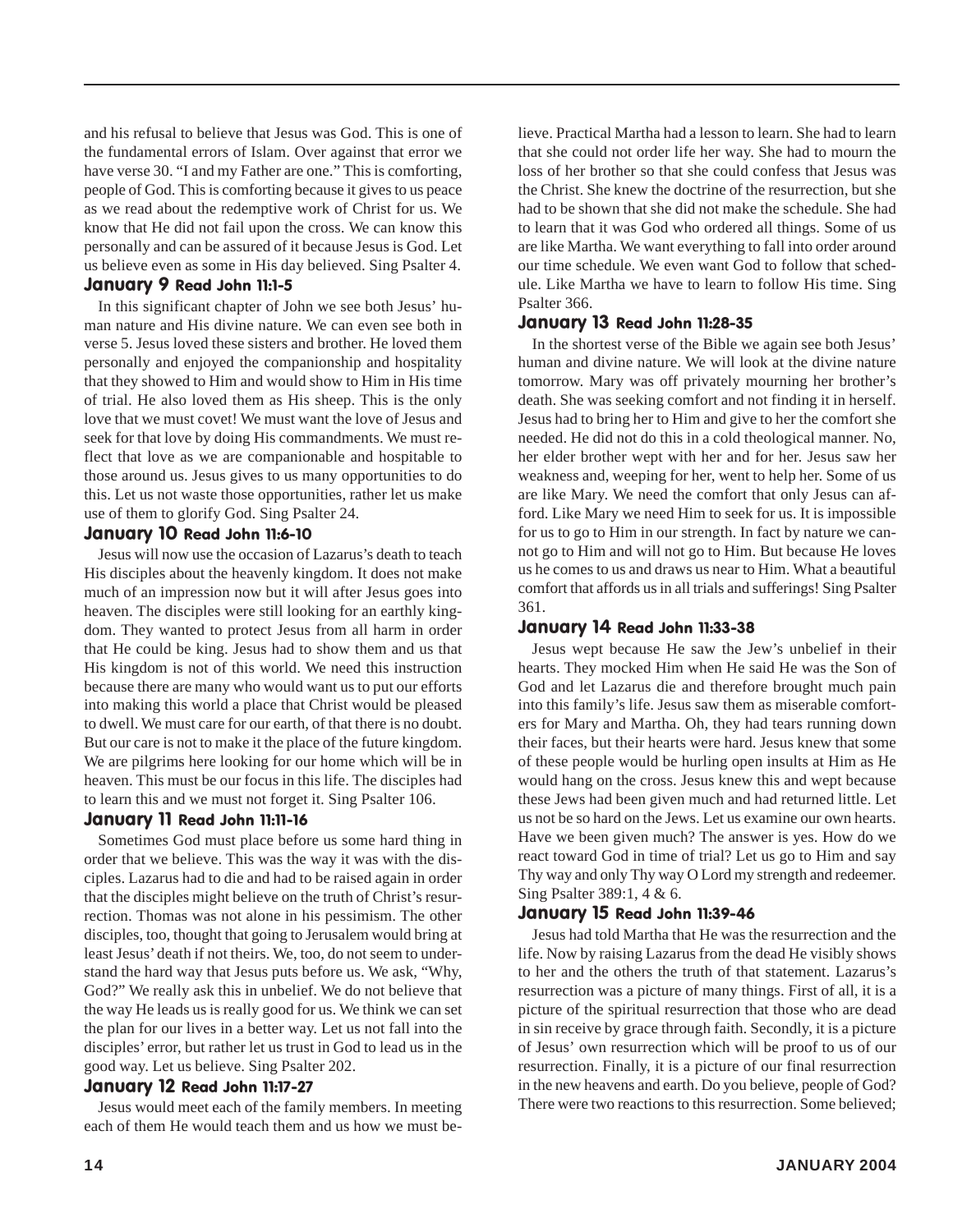and his refusal to believe that Jesus was God. This is one of the fundamental errors of Islam. Over against that error we have verse 30. "I and my Father are one." This is comforting, people of God. This is comforting because it gives to us peace as we read about the redemptive work of Christ for us. We know that He did not fail upon the cross. We can know this personally and can be assured of it because Jesus is God. Let us believe even as some in His day believed. Sing Psalter 4.

### January 9 Read John 11:1-5

In this significant chapter of John we see both Jesus' human nature and His divine nature. We can even see both in verse 5. Jesus loved these sisters and brother. He loved them personally and enjoyed the companionship and hospitality that they showed to Him and would show to Him in His time of trial. He also loved them as His sheep. This is the only love that we must covet! We must want the love of Jesus and seek for that love by doing His commandments. We must reflect that love as we are companionable and hospitable to those around us. Jesus gives to us many opportunities to do this. Let us not waste those opportunities, rather let us make use of them to glorify God. Sing Psalter 24.

### January 10 Read John 11:6-10

Jesus will now use the occasion of Lazarus's death to teach His disciples about the heavenly kingdom. It does not make much of an impression now but it will after Jesus goes into heaven. The disciples were still looking for an earthly kingdom. They wanted to protect Jesus from all harm in order that He could be king. Jesus had to show them and us that His kingdom is not of this world. We need this instruction because there are many who would want us to put our efforts into making this world a place that Christ would be pleased to dwell. We must care for our earth, of that there is no doubt. But our care is not to make it the place of the future kingdom. We are pilgrims here looking for our home which will be in heaven. This must be our focus in this life. The disciples had to learn this and we must not forget it. Sing Psalter 106.

### January 11 Read John 11:11-16

Sometimes God must place before us some hard thing in order that we believe. This was the way it was with the disciples. Lazarus had to die and had to be raised again in order that the disciples might believe on the truth of Christ's resurrection. Thomas was not alone in his pessimism. The other disciples, too, thought that going to Jerusalem would bring at least Jesus' death if not theirs. We, too, do not seem to understand the hard way that Jesus puts before us. We ask, "Why, God?" We really ask this in unbelief. We do not believe that the way He leads us is really good for us. We think we can set the plan for our lives in a better way. Let us not fall into the disciples' error, but rather let us trust in God to lead us in the good way. Let us believe. Sing Psalter 202.

### January 12 Read John 11:17-27

Jesus would meet each of the family members. In meeting each of them He would teach them and us how we must believe. Practical Martha had a lesson to learn. She had to learn that she could not order life her way. She had to mourn the loss of her brother so that she could confess that Jesus was the Christ. She knew the doctrine of the resurrection, but she had to be shown that she did not make the schedule. She had to learn that it was God who ordered all things. Some of us are like Martha. We want everything to fall into order around our time schedule. We even want God to follow that schedule. Like Martha we have to learn to follow His time. Sing Psalter 366.

### January 13 Read John 11:28-35

In the shortest verse of the Bible we again see both Jesus' human and divine nature. We will look at the divine nature tomorrow. Mary was off privately mourning her brother's death. She was seeking comfort and not finding it in herself. Jesus had to bring her to Him and give to her the comfort she needed. He did not do this in a cold theological manner. No, her elder brother wept with her and for her. Jesus saw her weakness and, weeping for her, went to help her. Some of us are like Mary. We need the comfort that only Jesus can afford. Like Mary we need Him to seek for us. It is impossible for us to go to Him in our strength. In fact by nature we cannot go to Him and will not go to Him. But because He loves us he comes to us and draws us near to Him. What a beautiful comfort that affords us in all trials and sufferings! Sing Psalter 361.

### January 14 Read John 11:33-38

Jesus wept because He saw the Jew's unbelief in their hearts. They mocked Him when He said He was the Son of God and let Lazarus die and therefore brought much pain into this family's life. Jesus saw them as miserable comforters for Mary and Martha. Oh, they had tears running down their faces, but their hearts were hard. Jesus knew that some of these people would be hurling open insults at Him as He would hang on the cross. Jesus knew this and wept because these Jews had been given much and had returned little. Let us not be so hard on the Jews. Let us examine our own hearts. Have we been given much? The answer is yes. How do we react toward God in time of trial? Let us go to Him and say Thy way and only Thy way O Lord my strength and redeemer. Sing Psalter 389:1, 4 & 6.

### January 15 Read John 11:39-46

Jesus had told Martha that He was the resurrection and the life. Now by raising Lazarus from the dead He visibly shows to her and the others the truth of that statement. Lazarus's resurrection was a picture of many things. First of all, it is a picture of the spiritual resurrection that those who are dead in sin receive by grace through faith. Secondly, it is a picture of Jesus' own resurrection which will be proof to us of our resurrection. Finally, it is a picture of our final resurrection in the new heavens and earth. Do you believe, people of God? There were two reactions to this resurrection. Some believed;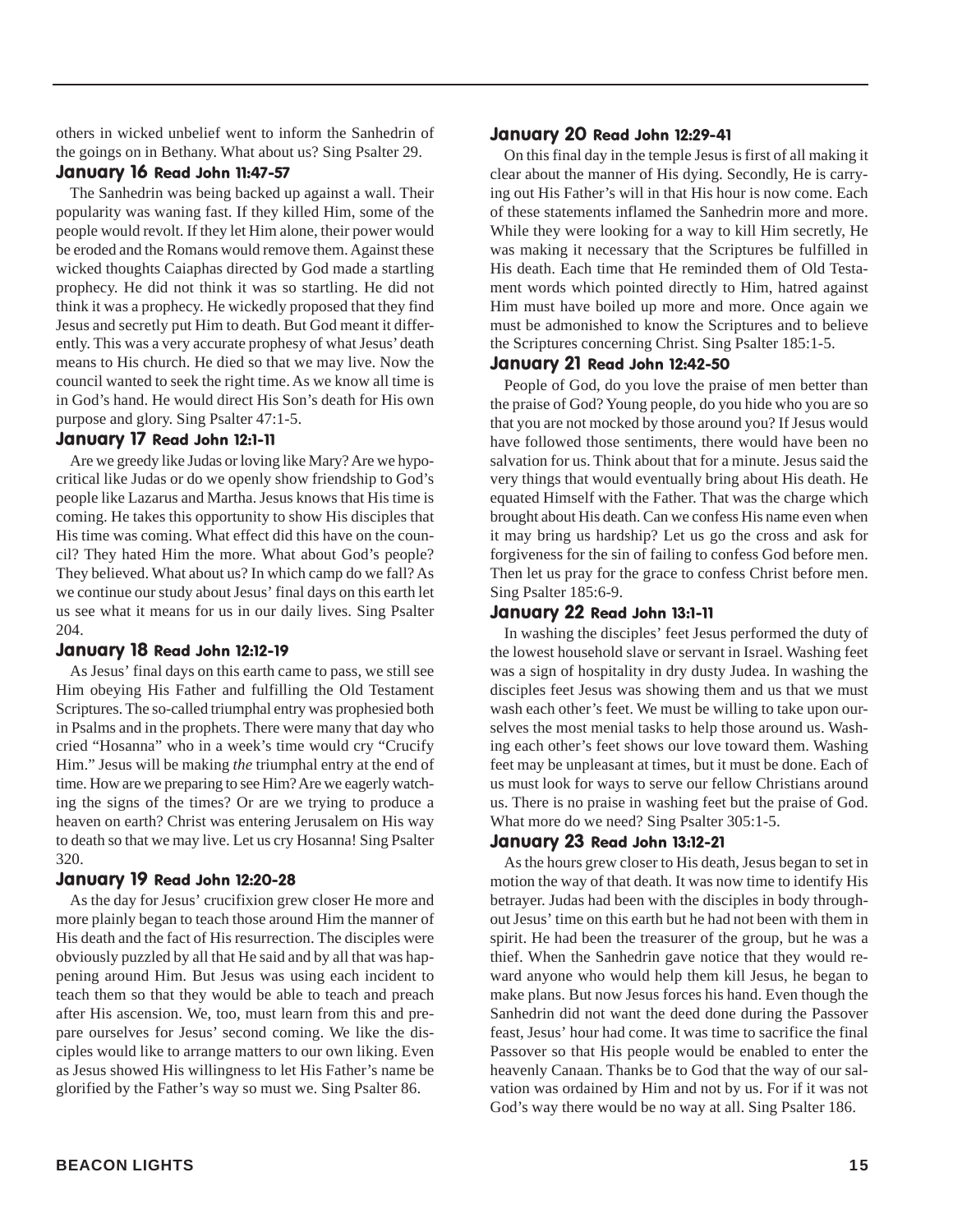others in wicked unbelief went to inform the Sanhedrin of the goings on in Bethany. What about us? Sing Psalter 29.

### January 16 Read John 11:47-57

The Sanhedrin was being backed up against a wall. Their popularity was waning fast. If they killed Him, some of the people would revolt. If they let Him alone, their power would be eroded and the Romans would remove them. Against these wicked thoughts Caiaphas directed by God made a startling prophecy. He did not think it was so startling. He did not think it was a prophecy. He wickedly proposed that they find Jesus and secretly put Him to death. But God meant it differently. This was a very accurate prophesy of what Jesus' death means to His church. He died so that we may live. Now the council wanted to seek the right time. As we know all time is in God's hand. He would direct His Son's death for His own purpose and glory. Sing Psalter 47:1-5.

### January 17 Read John 12:1-11

Are we greedy like Judas or loving like Mary? Are we hypocritical like Judas or do we openly show friendship to God's people like Lazarus and Martha. Jesus knows that His time is coming. He takes this opportunity to show His disciples that His time was coming. What effect did this have on the council? They hated Him the more. What about God's people? They believed. What about us? In which camp do we fall? As we continue our study about Jesus' final days on this earth let us see what it means for us in our daily lives. Sing Psalter 204.

### January 18 Read John 12:12-19

As Jesus' final days on this earth came to pass, we still see Him obeying His Father and fulfilling the Old Testament Scriptures. The so-called triumphal entry was prophesied both in Psalms and in the prophets. There were many that day who cried "Hosanna" who in a week's time would cry "Crucify Him." Jesus will be making *the* triumphal entry at the end of time. How are we preparing to see Him? Are we eagerly watching the signs of the times? Or are we trying to produce a heaven on earth? Christ was entering Jerusalem on His way to death so that we may live. Let us cry Hosanna! Sing Psalter 320.

### January 19 Read John 12:20-28

As the day for Jesus' crucifixion grew closer He more and more plainly began to teach those around Him the manner of His death and the fact of His resurrection. The disciples were obviously puzzled by all that He said and by all that was happening around Him. But Jesus was using each incident to teach them so that they would be able to teach and preach after His ascension. We, too, must learn from this and prepare ourselves for Jesus' second coming. We like the disciples would like to arrange matters to our own liking. Even as Jesus showed His willingness to let His Father's name be glorified by the Father's way so must we. Sing Psalter 86.

### January 20 Read John 12:29-41

On this final day in the temple Jesus is first of all making it clear about the manner of His dying. Secondly, He is carrying out His Father's will in that His hour is now come. Each of these statements inflamed the Sanhedrin more and more. While they were looking for a way to kill Him secretly, He was making it necessary that the Scriptures be fulfilled in His death. Each time that He reminded them of Old Testament words which pointed directly to Him, hatred against Him must have boiled up more and more. Once again we must be admonished to know the Scriptures and to believe the Scriptures concerning Christ. Sing Psalter 185:1-5.

### January 21 Read John 12:42-50

People of God, do you love the praise of men better than the praise of God? Young people, do you hide who you are so that you are not mocked by those around you? If Jesus would have followed those sentiments, there would have been no salvation for us. Think about that for a minute. Jesus said the very things that would eventually bring about His death. He equated Himself with the Father. That was the charge which brought about His death. Can we confess His name even when it may bring us hardship? Let us go the cross and ask for forgiveness for the sin of failing to confess God before men. Then let us pray for the grace to confess Christ before men. Sing Psalter 185:6-9.

### January 22 Read John 13:1-11

In washing the disciples' feet Jesus performed the duty of the lowest household slave or servant in Israel. Washing feet was a sign of hospitality in dry dusty Judea. In washing the disciples feet Jesus was showing them and us that we must wash each other's feet. We must be willing to take upon ourselves the most menial tasks to help those around us. Washing each other's feet shows our love toward them. Washing feet may be unpleasant at times, but it must be done. Each of us must look for ways to serve our fellow Christians around us. There is no praise in washing feet but the praise of God. What more do we need? Sing Psalter 305:1-5.

### January 23 Read John 13:12-21

As the hours grew closer to His death, Jesus began to set in motion the way of that death. It was now time to identify His betrayer. Judas had been with the disciples in body throughout Jesus' time on this earth but he had not been with them in spirit. He had been the treasurer of the group, but he was a thief. When the Sanhedrin gave notice that they would reward anyone who would help them kill Jesus, he began to make plans. But now Jesus forces his hand. Even though the Sanhedrin did not want the deed done during the Passover feast, Jesus' hour had come. It was time to sacrifice the final Passover so that His people would be enabled to enter the heavenly Canaan. Thanks be to God that the way of our salvation was ordained by Him and not by us. For if it was not God's way there would be no way at all. Sing Psalter 186.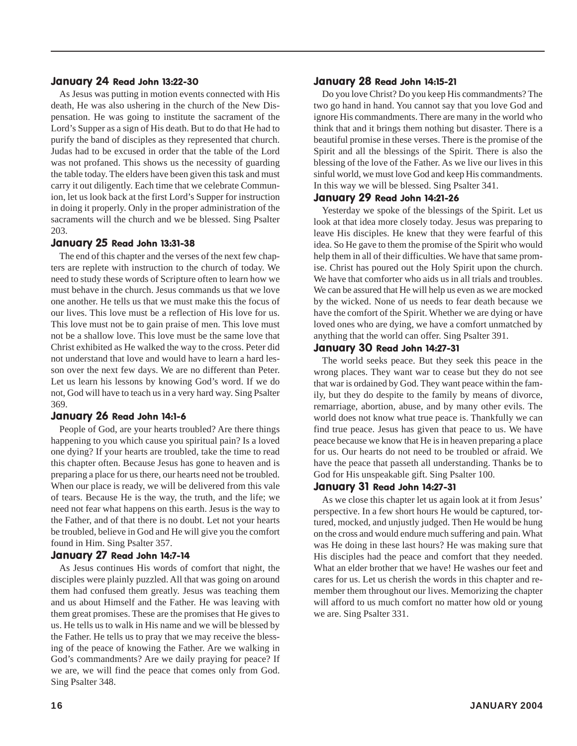### January 24 Read John 13:22-30

As Jesus was putting in motion events connected with His death, He was also ushering in the church of the New Dispensation. He was going to institute the sacrament of the Lord's Supper as a sign of His death. But to do that He had to purify the band of disciples as they represented that church. Judas had to be excused in order that the table of the Lord was not profaned. This shows us the necessity of guarding the table today. The elders have been given this task and must carry it out diligently. Each time that we celebrate Communion, let us look back at the first Lord's Supper for instruction in doing it properly. Only in the proper administration of the sacraments will the church and we be blessed. Sing Psalter 203.

### January 25 Read John 13:31-38

The end of this chapter and the verses of the next few chapters are replete with instruction to the church of today. We need to study these words of Scripture often to learn how we must behave in the church. Jesus commands us that we love one another. He tells us that we must make this the focus of our lives. This love must be a reflection of His love for us. This love must not be to gain praise of men. This love must not be a shallow love. This love must be the same love that Christ exhibited as He walked the way to the cross. Peter did not understand that love and would have to learn a hard lesson over the next few days. We are no different than Peter. Let us learn his lessons by knowing God's word. If we do not, God will have to teach us in a very hard way. Sing Psalter 369.

### January 26 Read John 14:1-6

People of God, are your hearts troubled? Are there things happening to you which cause you spiritual pain? Is a loved one dying? If your hearts are troubled, take the time to read this chapter often. Because Jesus has gone to heaven and is preparing a place for us there, our hearts need not be troubled. When our place is ready, we will be delivered from this vale of tears. Because He is the way, the truth, and the life; we need not fear what happens on this earth. Jesus is the way to the Father, and of that there is no doubt. Let not your hearts be troubled, believe in God and He will give you the comfort found in Him. Sing Psalter 357.

### January 27 Read John 14:7-14

As Jesus continues His words of comfort that night, the disciples were plainly puzzled. All that was going on around them had confused them greatly. Jesus was teaching them and us about Himself and the Father. He was leaving with them great promises. These are the promises that He gives to us. He tells us to walk in His name and we will be blessed by the Father. He tells us to pray that we may receive the blessing of the peace of knowing the Father. Are we walking in God's commandments? Are we daily praying for peace? If we are, we will find the peace that comes only from God. Sing Psalter 348.

### January 28 Read John 14:15-21

Do you love Christ? Do you keep His commandments? The two go hand in hand. You cannot say that you love God and ignore His commandments. There are many in the world who think that and it brings them nothing but disaster. There is a beautiful promise in these verses. There is the promise of the Spirit and all the blessings of the Spirit. There is also the blessing of the love of the Father. As we live our lives in this sinful world, we must love God and keep His commandments. In this way we will be blessed. Sing Psalter 341.

### January 29 Read John 14:21-26

Yesterday we spoke of the blessings of the Spirit. Let us look at that idea more closely today. Jesus was preparing to leave His disciples. He knew that they were fearful of this idea. So He gave to them the promise of the Spirit who would help them in all of their difficulties. We have that same promise. Christ has poured out the Holy Spirit upon the church. We have that comforter who aids us in all trials and troubles. We can be assured that He will help us even as we are mocked by the wicked. None of us needs to fear death because we have the comfort of the Spirit. Whether we are dying or have loved ones who are dying, we have a comfort unmatched by anything that the world can offer. Sing Psalter 391.

### January 30 Read John 14:27-31

The world seeks peace. But they seek this peace in the wrong places. They want war to cease but they do not see that war is ordained by God. They want peace within the family, but they do despite to the family by means of divorce, remarriage, abortion, abuse, and by many other evils. The world does not know what true peace is. Thankfully we can find true peace. Jesus has given that peace to us. We have peace because we know that He is in heaven preparing a place for us. Our hearts do not need to be troubled or afraid. We have the peace that passeth all understanding. Thanks be to God for His unspeakable gift. Sing Psalter 100.

### January 31 Read John 14:27-31

As we close this chapter let us again look at it from Jesus' perspective. In a few short hours He would be captured, tortured, mocked, and unjustly judged. Then He would be hung on the cross and would endure much suffering and pain. What was He doing in these last hours? He was making sure that His disciples had the peace and comfort that they needed. What an elder brother that we have! He washes our feet and cares for us. Let us cherish the words in this chapter and remember them throughout our lives. Memorizing the chapter will afford to us much comfort no matter how old or young we are. Sing Psalter 331.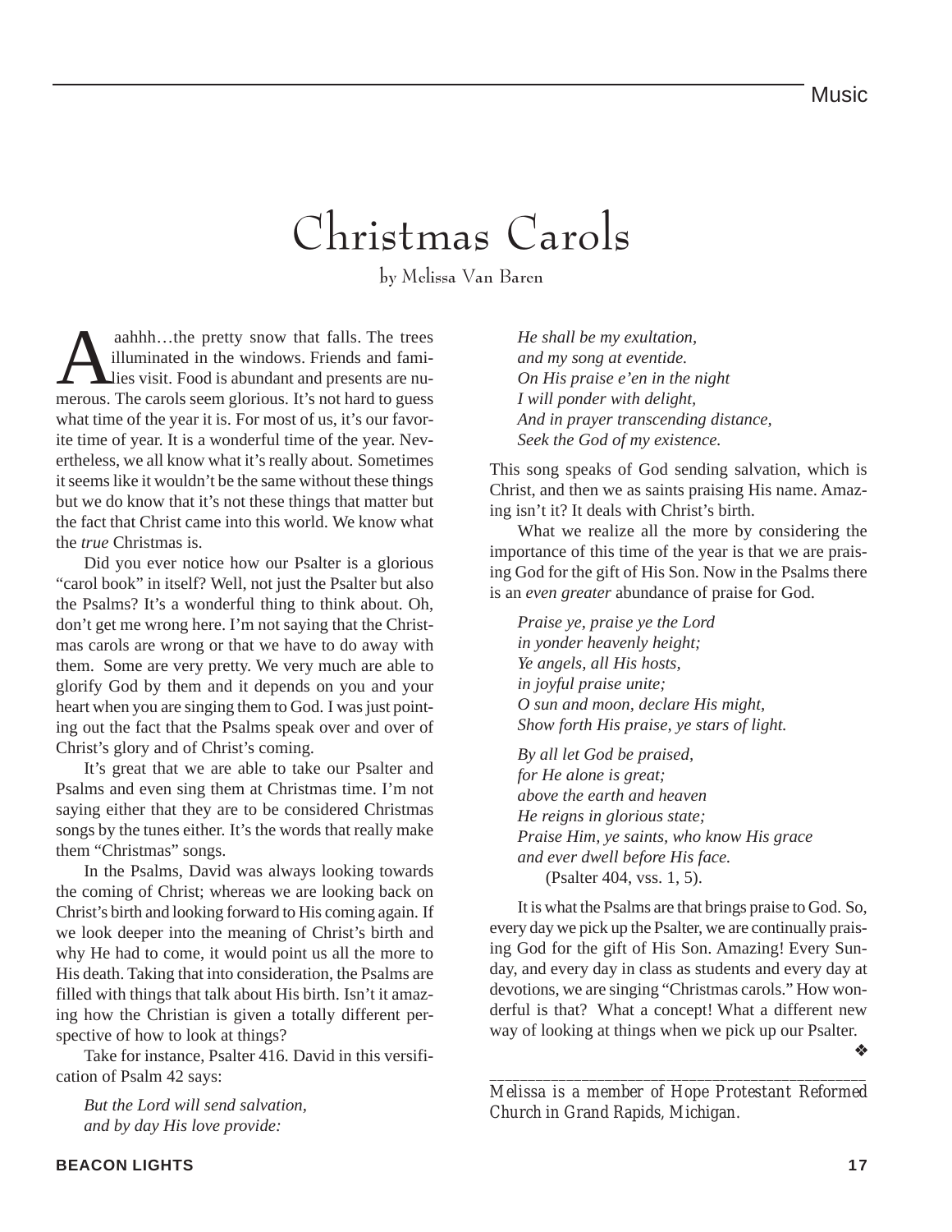# Christmas Carols

by Melissa Van Baren

Aaahhh…the pretty snow that falls. The trees illuminated in the windows. Friends and families visit. Food is abundant and presents are numerous. The carols seem glorious. It's not hard to guess what time of the year it is. For most of us, it's our favorite time of year. It is a wonderful time of the year. Nevertheless, we all know what it's really about. Sometimes it seems like it wouldn't be the same without these things but we do know that it's not these things that matter but the fact that Christ came into this world. We know what the *true* Christmas is.

Did you ever notice how our Psalter is a glorious "carol book" in itself? Well, not just the Psalter but also the Psalms? It's a wonderful thing to think about. Oh, don't get me wrong here. I'm not saying that the Christmas carols are wrong or that we have to do away with them. Some are very pretty. We very much are able to glorify God by them and it depends on you and your heart when you are singing them to God. I was just pointing out the fact that the Psalms speak over and over of Christ's glory and of Christ's coming.

It's great that we are able to take our Psalter and Psalms and even sing them at Christmas time. I'm not saying either that they are to be considered Christmas songs by the tunes either. It's the words that really make them "Christmas" songs.

In the Psalms, David was always looking towards the coming of Christ; whereas we are looking back on Christ's birth and looking forward to His coming again. If we look deeper into the meaning of Christ's birth and why He had to come, it would point us all the more to His death. Taking that into consideration, the Psalms are filled with things that talk about His birth. Isn't it amazing how the Christian is given a totally different perspective of how to look at things?

Take for instance, Psalter 416. David in this versification of Psalm 42 says:

*But the Lord will send salvation,*
*and by day His love provide:*
*He shall be my exultation,*
*and my song at eventide.*
*On His praise e'en in the night*
*I will ponder with delight,*
*And in prayer transcending distance,*
*Seek the God of my existence.*

This song speaks of God sending salvation, which is Christ, and then we as saints praising His name. Amazing isn't it? It deals with Christ's birth.

What we realize all the more by considering the importance of this time of the year is that we are praising God for the gift of His Son. Now in the Psalms there is an *even greater* abundance of praise for God.

*Praise ye, praise ye the Lord*
*in yonder heavenly height;*
*Ye angels, all His hosts,*
*in joyful praise unite;*
*O sun and moon, declare His might,*
*Show forth His praise, ye stars of light.*

*By all let God be praised,*
*for He alone is great;*
*above the earth and heaven*
*He reigns in glorious state;*
*Praise Him, ye saints, who know His grace*
*and ever dwell before His face.*
(Psalter 404, vss. 1, 5).

It is what the Psalms are that brings praise to God. So, every day we pick up the Psalter, we are continually praising God for the gift of His Son. Amazing! Every Sunday, and every day in class as students and every day at devotions, we are singing "Christmas carols." How wonderful is that? What a concept! What a different new way of looking at things when we pick up our Psalter. ❖

---

*Melissa is a member of Hope Protestant Reformed Church in Grand Rapids, Michigan.*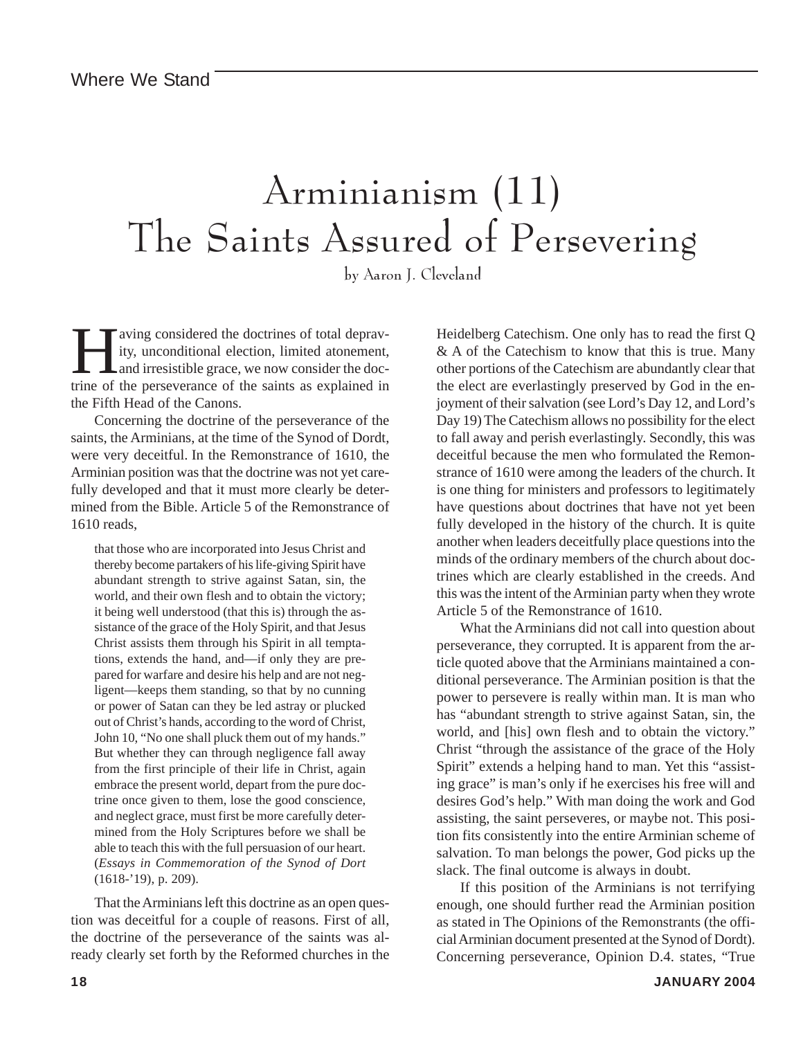# Arminianism (11) The Saints Assured of Persevering

by Aaron J. Cleveland

Having considered the doctrines of total depravity, unconditional election, limited atonement, and irresistible grace, we now consider the doctrine of the perseverance of the saints as explained in the Fifth Head of the Canons.

Concerning the doctrine of the perseverance of the saints, the Arminians, at the time of the Synod of Dordt, were very deceitful. In the Remonstrance of 1610, the Arminian position was that the doctrine was not yet carefully developed and that it must more clearly be determined from the Bible. Article 5 of the Remonstrance of 1610 reads,

> that those who are incorporated into Jesus Christ and thereby become partakers of his life-giving Spirit have abundant strength to strive against Satan, sin, the world, and their own flesh and to obtain the victory; it being well understood (that this is) through the assistance of the grace of the Holy Spirit, and that Jesus Christ assists them through his Spirit in all temptations, extends the hand, and—if only they are prepared for warfare and desire his help and are not negligent—keeps them standing, so that by no cunning or power of Satan can they be led astray or plucked out of Christ's hands, according to the word of Christ, John 10, "No one shall pluck them out of my hands." But whether they can through negligence fall away from the first principle of their life in Christ, again embrace the present world, depart from the pure doctrine once given to them, lose the good conscience, and neglect grace, must first be more carefully determined from the Holy Scriptures before we shall be able to teach this with the full persuasion of our heart. (*Essays in Commemoration of the Synod of Dort* (1618-'19), p. 209).

That the Arminians left this doctrine as an open question was deceitful for a couple of reasons. First of all, the doctrine of the perseverance of the saints was already clearly set forth by the Reformed churches in the Heidelberg Catechism. One only has to read the first Q & A of the Catechism to know that this is true. Many other portions of the Catechism are abundantly clear that the elect are everlastingly preserved by God in the enjoyment of their salvation (see Lord's Day 12, and Lord's Day 19) The Catechism allows no possibility for the elect to fall away and perish everlastingly. Secondly, this was deceitful because the men who formulated the Remonstrance of 1610 were among the leaders of the church. It is one thing for ministers and professors to legitimately have questions about doctrines that have not yet been fully developed in the history of the church. It is quite another when leaders deceitfully place questions into the minds of the ordinary members of the church about doctrines which are clearly established in the creeds. And this was the intent of the Arminian party when they wrote Article 5 of the Remonstrance of 1610.

What the Arminians did not call into question about perseverance, they corrupted. It is apparent from the article quoted above that the Arminians maintained a conditional perseverance. The Arminian position is that the power to persevere is really within man. It is man who has "abundant strength to strive against Satan, sin, the world, and [his] own flesh and to obtain the victory." Christ "through the assistance of the grace of the Holy Spirit" extends a helping hand to man. Yet this "assisting grace" is man's only if he exercises his free will and desires God's help." With man doing the work and God assisting, the saint perseveres, or maybe not. This position fits consistently into the entire Arminian scheme of salvation. To man belongs the power, God picks up the slack. The final outcome is always in doubt.

If this position of the Arminians is not terrifying enough, one should further read the Arminian position as stated in The Opinions of the Remonstrants (the official Arminian document presented at the Synod of Dordt). Concerning perseverance, Opinion D.4. states, "True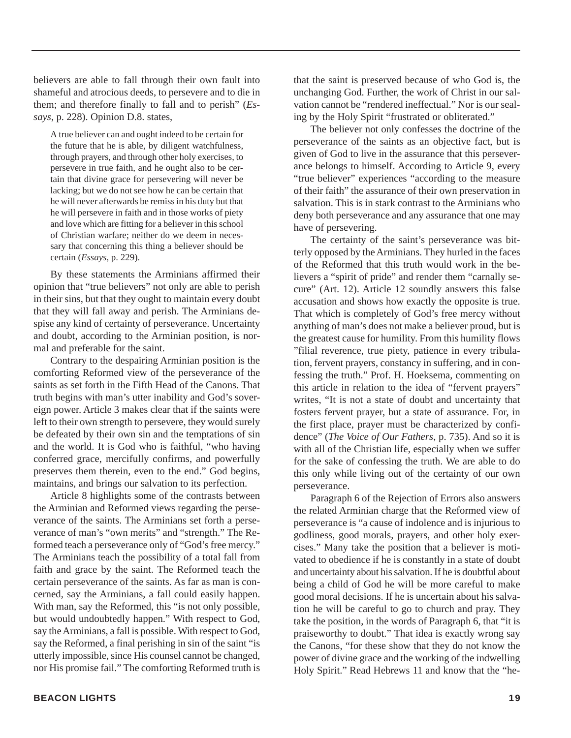believers are able to fall through their own fault into shameful and atrocious deeds, to persevere and to die in them; and therefore finally to fall and to perish" (*Essays*, p. 228). Opinion D.8. states,

> A true believer can and ought indeed to be certain for the future that he is able, by diligent watchfulness, through prayers, and through other holy exercises, to persevere in true faith, and he ought also to be certain that divine grace for persevering will never be lacking; but we do not see how he can be certain that he will never afterwards be remiss in his duty but that he will persevere in faith and in those works of piety and love which are fitting for a believer in this school of Christian warfare; neither do we deem in necessary that concerning this thing a believer should be certain (*Essays*, p. 229).

By these statements the Arminians affirmed their opinion that "true believers" not only are able to perish in their sins, but that they ought to maintain every doubt that they will fall away and perish. The Arminians despise any kind of certainty of perseverance. Uncertainty and doubt, according to the Arminian position, is normal and preferable for the saint.

Contrary to the despairing Arminian position is the comforting Reformed view of the perseverance of the saints as set forth in the Fifth Head of the Canons. That truth begins with man's utter inability and God's sovereign power. Article 3 makes clear that if the saints were left to their own strength to persevere, they would surely be defeated by their own sin and the temptations of sin and the world. It is God who is faithful, "who having conferred grace, mercifully confirms, and powerfully preserves them therein, even to the end." God begins, maintains, and brings our salvation to its perfection.

Article 8 highlights some of the contrasts between the Arminian and Reformed views regarding the perseverance of the saints. The Arminians set forth a perseverance of man's "own merits" and "strength." The Reformed teach a perseverance only of "God's free mercy." The Arminians teach the possibility of a total fall from faith and grace by the saint. The Reformed teach the certain perseverance of the saints. As far as man is concerned, say the Arminians, a fall could easily happen. With man, say the Reformed, this "is not only possible, but would undoubtedly happen." With respect to God, say the Arminians, a fall is possible. With respect to God, say the Reformed, a final perishing in sin of the saint "is utterly impossible, since His counsel cannot be changed, nor His promise fail." The comforting Reformed truth is that the saint is preserved because of who God is, the unchanging God. Further, the work of Christ in our salvation cannot be "rendered ineffectual." Nor is our sealing by the Holy Spirit "frustrated or obliterated."

The believer not only confesses the doctrine of the perseverance of the saints as an objective fact, but is given of God to live in the assurance that this perseverance belongs to himself. According to Article 9, every "true believer" experiences "according to the measure of their faith" the assurance of their own preservation in salvation. This is in stark contrast to the Arminians who deny both perseverance and any assurance that one may have of persevering.

The certainty of the saint's perseverance was bitterly opposed by the Arminians. They hurled in the faces of the Reformed that this truth would work in the believers a "spirit of pride" and render them "carnally secure" (Art. 12). Article 12 soundly answers this false accusation and shows how exactly the opposite is true. That which is completely of God's free mercy without anything of man's does not make a believer proud, but is the greatest cause for humility. From this humility flows "filial reverence, true piety, patience in every tribulation, fervent prayers, constancy in suffering, and in confessing the truth." Prof. H. Hoeksema, commenting on this article in relation to the idea of "fervent prayers" writes, "It is not a state of doubt and uncertainty that fosters fervent prayer, but a state of assurance. For, in the first place, prayer must be characterized by confidence" (*The Voice of Our Fathers*, p. 735). And so it is with all of the Christian life, especially when we suffer for the sake of confessing the truth. We are able to do this only while living out of the certainty of our own perseverance.

Paragraph 6 of the Rejection of Errors also answers the related Arminian charge that the Reformed view of perseverance is "a cause of indolence and is injurious to godliness, good morals, prayers, and other holy exercises." Many take the position that a believer is motivated to obedience if he is constantly in a state of doubt and uncertainty about his salvation. If he is doubtful about being a child of God he will be more careful to make good moral decisions. If he is uncertain about his salvation he will be careful to go to church and pray. They take the position, in the words of Paragraph 6, that "it is praiseworthy to doubt." That idea is exactly wrong say the Canons, "for these show that they do not know the power of divine grace and the working of the indwelling Holy Spirit." Read Hebrews 11 and know that the "he-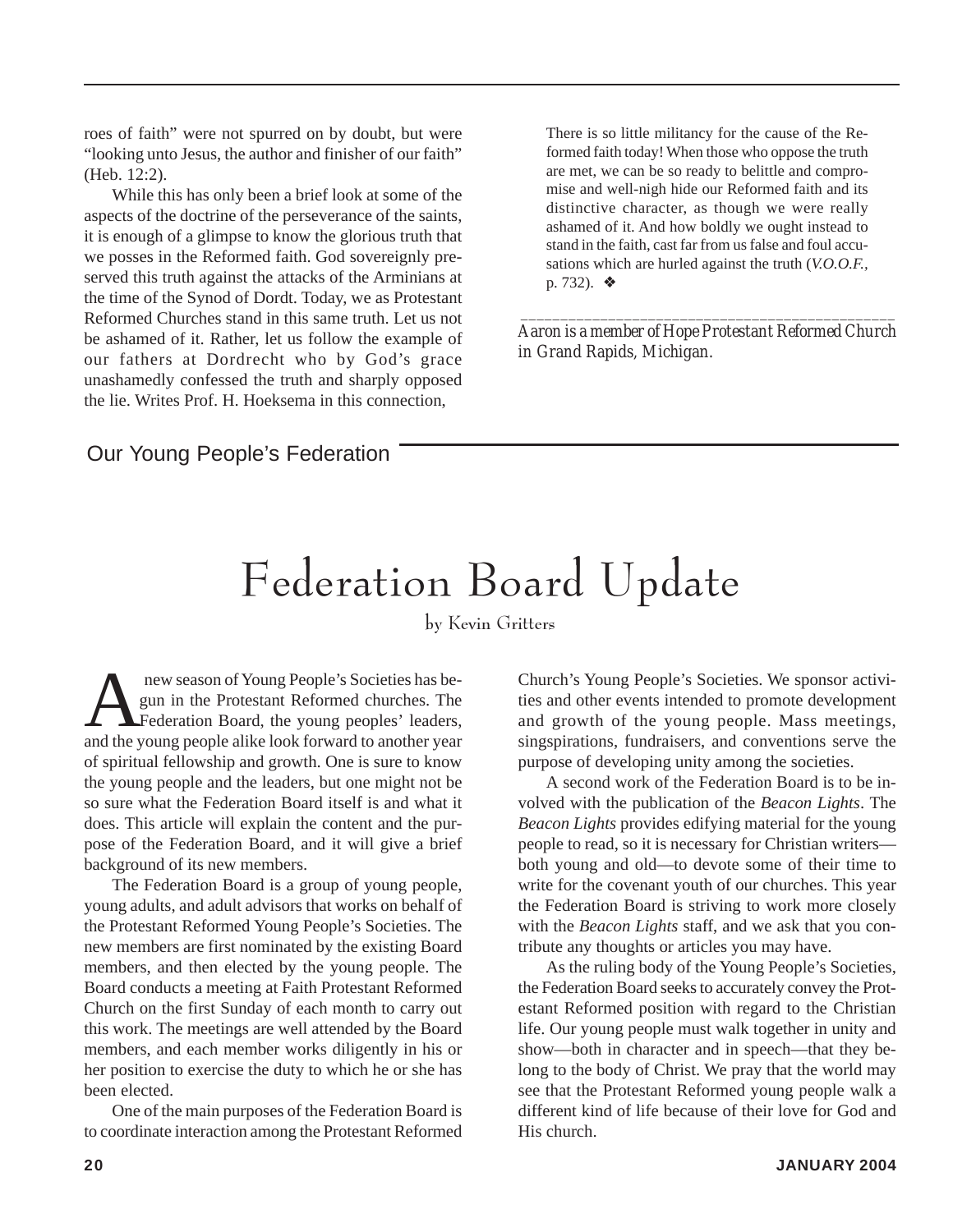roes of faith" were not spurred on by doubt, but were "looking unto Jesus, the author and finisher of our faith" (Heb. 12:2).

While this has only been a brief look at some of the aspects of the doctrine of the perseverance of the saints, it is enough of a glimpse to know the glorious truth that we posses in the Reformed faith. God sovereignly preserved this truth against the attacks of the Arminians at the time of the Synod of Dordt. Today, we as Protestant Reformed Churches stand in this same truth. Let us not be ashamed of it. Rather, let us follow the example of our fathers at Dordrecht who by God's grace unashamedly confessed the truth and sharply opposed the lie. Writes Prof. H. Hoeksema in this connection,

> There is so little militancy for the cause of the Reformed faith today! When those who oppose the truth are met, we can be so ready to belittle and compromise and well-nigh hide our Reformed faith and its distinctive character, as though we were really ashamed of it. And how boldly we ought instead to stand in the faith, cast far from us false and foul accusations which are hurled against the truth (*V.O.O.F.*, p. 732). ❖

---

*Aaron is a member of Hope Protestant Reformed Church in Grand Rapids, Michigan.*

Our Young People's Federation

# Federation Board Update

by Kevin Gritters

A new season of Young People's Societies has begun in the Protestant Reformed churches. The Federation Board, the young peoples' leaders, and the young people alike look forward to another year of spiritual fellowship and growth. One is sure to know the young people and the leaders, but one might not be so sure what the Federation Board itself is and what it does. This article will explain the content and the purpose of the Federation Board, and it will give a brief background of its new members.

The Federation Board is a group of young people, young adults, and adult advisors that works on behalf of the Protestant Reformed Young People's Societies. The new members are first nominated by the existing Board members, and then elected by the young people. The Board conducts a meeting at Faith Protestant Reformed Church on the first Sunday of each month to carry out this work. The meetings are well attended by the Board members, and each member works diligently in his or her position to exercise the duty to which he or she has been elected.

One of the main purposes of the Federation Board is to coordinate interaction among the Protestant Reformed Church's Young People's Societies. We sponsor activities and other events intended to promote development and growth of the young people. Mass meetings, singspirations, fundraisers, and conventions serve the purpose of developing unity among the societies.

A second work of the Federation Board is to be involved with the publication of the *Beacon Lights*. The *Beacon Lights* provides edifying material for the young people to read, so it is necessary for Christian writers—both young and old—to devote some of their time to write for the covenant youth of our churches. This year the Federation Board is striving to work more closely with the *Beacon Lights* staff, and we ask that you contribute any thoughts or articles you may have.

As the ruling body of the Young People's Societies, the Federation Board seeks to accurately convey the Protestant Reformed position with regard to the Christian life. Our young people must walk together in unity and show—both in character and in speech—that they belong to the body of Christ. We pray that the world may see that the Protestant Reformed young people walk a different kind of life because of their love for God and His church.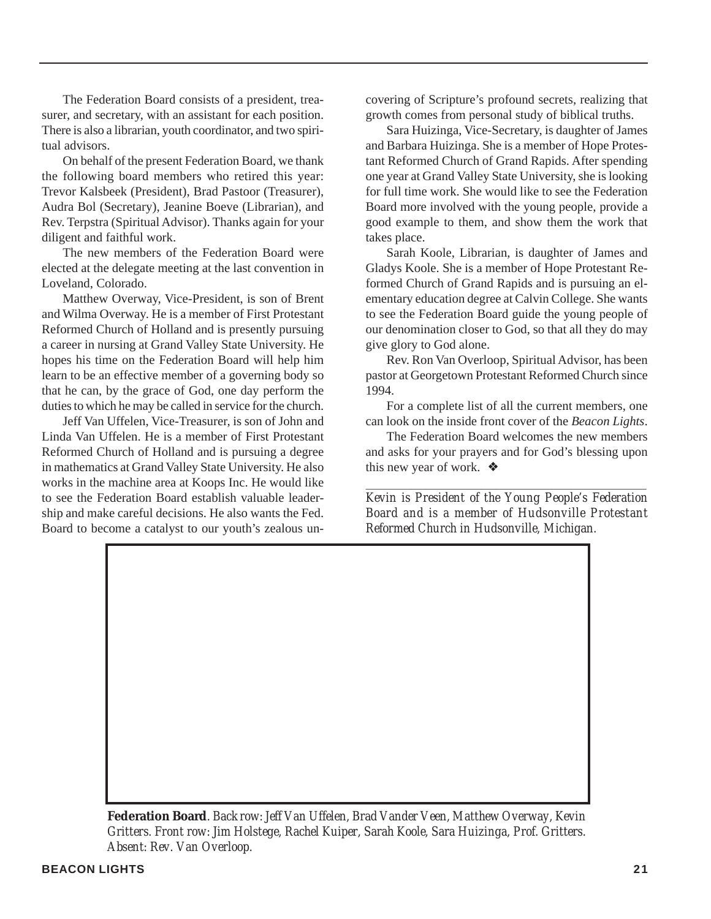The Federation Board consists of a president, treasurer, and secretary, with an assistant for each position. There is also a librarian, youth coordinator, and two spiritual advisors.

On behalf of the present Federation Board, we thank the following board members who retired this year: Trevor Kalsbeek (President), Brad Pastoor (Treasurer), Audra Bol (Secretary), Jeanine Boeve (Librarian), and Rev. Terpstra (Spiritual Advisor). Thanks again for your diligent and faithful work.

The new members of the Federation Board were elected at the delegate meeting at the last convention in Loveland, Colorado.

Matthew Overway, Vice-President, is son of Brent and Wilma Overway. He is a member of First Protestant Reformed Church of Holland and is presently pursuing a career in nursing at Grand Valley State University. He hopes his time on the Federation Board will help him learn to be an effective member of a governing body so that he can, by the grace of God, one day perform the duties to which he may be called in service for the church.

Jeff Van Uffelen, Vice-Treasurer, is son of John and Linda Van Uffelen. He is a member of First Protestant Reformed Church of Holland and is pursuing a degree in mathematics at Grand Valley State University. He also works in the machine area at Koops Inc. He would like to see the Federation Board establish valuable leadership and make careful decisions. He also wants the Fed. Board to become a catalyst to our youth's zealous uncovering of Scripture's profound secrets, realizing that growth comes from personal study of biblical truths.

Sara Huizinga, Vice-Secretary, is daughter of James and Barbara Huizinga. She is a member of Hope Protestant Reformed Church of Grand Rapids. After spending one year at Grand Valley State University, she is looking for full time work. She would like to see the Federation Board more involved with the young people, provide a good example to them, and show them the work that takes place.

Sarah Koole, Librarian, is daughter of James and Gladys Koole. She is a member of Hope Protestant Reformed Church of Grand Rapids and is pursuing an elementary education degree at Calvin College. She wants to see the Federation Board guide the young people of our denomination closer to God, so that all they do may give glory to God alone.

Rev. Ron Van Overloop, Spiritual Advisor, has been pastor at Georgetown Protestant Reformed Church since 1994.

For a complete list of all the current members, one can look on the inside front cover of the *Beacon Lights*.

The Federation Board welcomes the new members and asks for your prayers and for God's blessing upon this new year of work. ❖

---

*Kevin is President of the Young People's Federation Board and is a member of Hudsonville Protestant Reformed Church in Hudsonville, Michigan.*

**Federation Board**. *Back row: Jeff Van Uffelen, Brad Vander Veen, Matthew Overway, Kevin Gritters. Front row: Jim Holstege, Rachel Kuiper, Sarah Koole, Sara Huizinga, Prof. Gritters. Absent: Rev. Van Overloop.*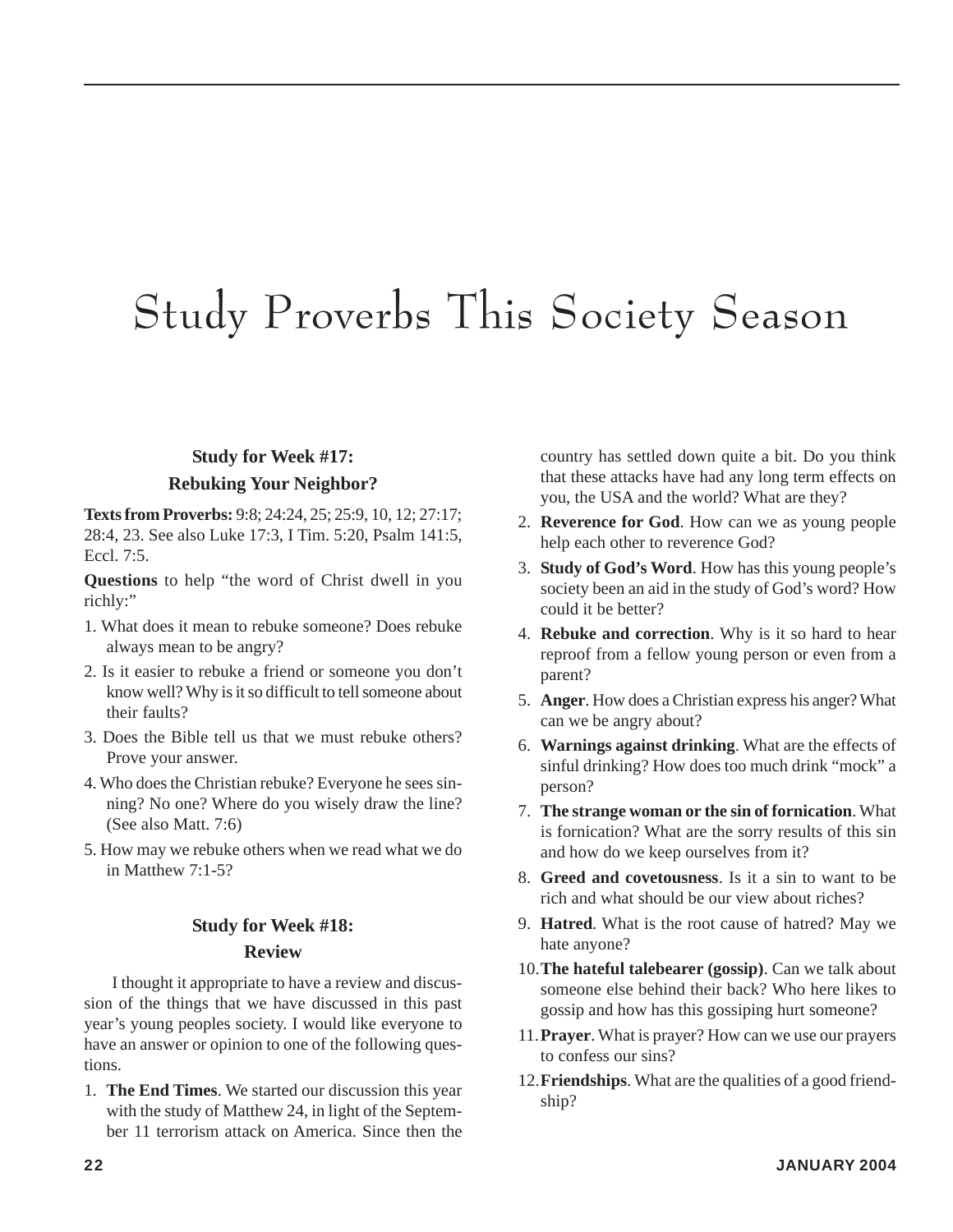# Study Proverbs This Society Season

### Study for Week #17:
### Rebuking Your Neighbor?

**Texts from Proverbs:** 9:8; 24:24, 25; 25:9, 10, 12; 27:17; 28:4, 23. See also Luke 17:3, I Tim. 5:20, Psalm 141:5, Eccl. 7:5.

**Questions** to help "the word of Christ dwell in you richly:"

1. What does it mean to rebuke someone? Does rebuke always mean to be angry?
2. Is it easier to rebuke a friend or someone you don't know well? Why is it so difficult to tell someone about their faults?
3. Does the Bible tell us that we must rebuke others? Prove your answer.
4. Who does the Christian rebuke? Everyone he sees sinning? No one? Where do you wisely draw the line? (See also Matt. 7:6)
5. How may we rebuke others when we read what we do in Matthew 7:1-5?

### Study for Week #18:
### Review

I thought it appropriate to have a review and discussion of the things that we have discussed in this past year's young peoples society. I would like everyone to have an answer or opinion to one of the following questions.

1. **The End Times**. We started our discussion this year with the study of Matthew 24, in light of the September 11 terrorism attack on America. Since then the country has settled down quite a bit. Do you think that these attacks have had any long term effects on you, the USA and the world? What are they?
2. **Reverence for God**. How can we as young people help each other to reverence God?
3. **Study of God's Word**. How has this young people's society been an aid in the study of God's word? How could it be better?
4. **Rebuke and correction**. Why is it so hard to hear reproof from a fellow young person or even from a parent?
5. **Anger**. How does a Christian express his anger? What can we be angry about?
6. **Warnings against drinking**. What are the effects of sinful drinking? How does too much drink "mock" a person?
7. **The strange woman or the sin of fornication**. What is fornication? What are the sorry results of this sin and how do we keep ourselves from it?
8. **Greed and covetousness**. Is it a sin to want to be rich and what should be our view about riches?
9. **Hatred**. What is the root cause of hatred? May we hate anyone?
10. **The hateful talebearer (gossip)**. Can we talk about someone else behind their back? Who here likes to gossip and how has this gossiping hurt someone?
11. **Prayer**. What is prayer? How can we use our prayers to confess our sins?
12. **Friendships**. What are the qualities of a good friendship?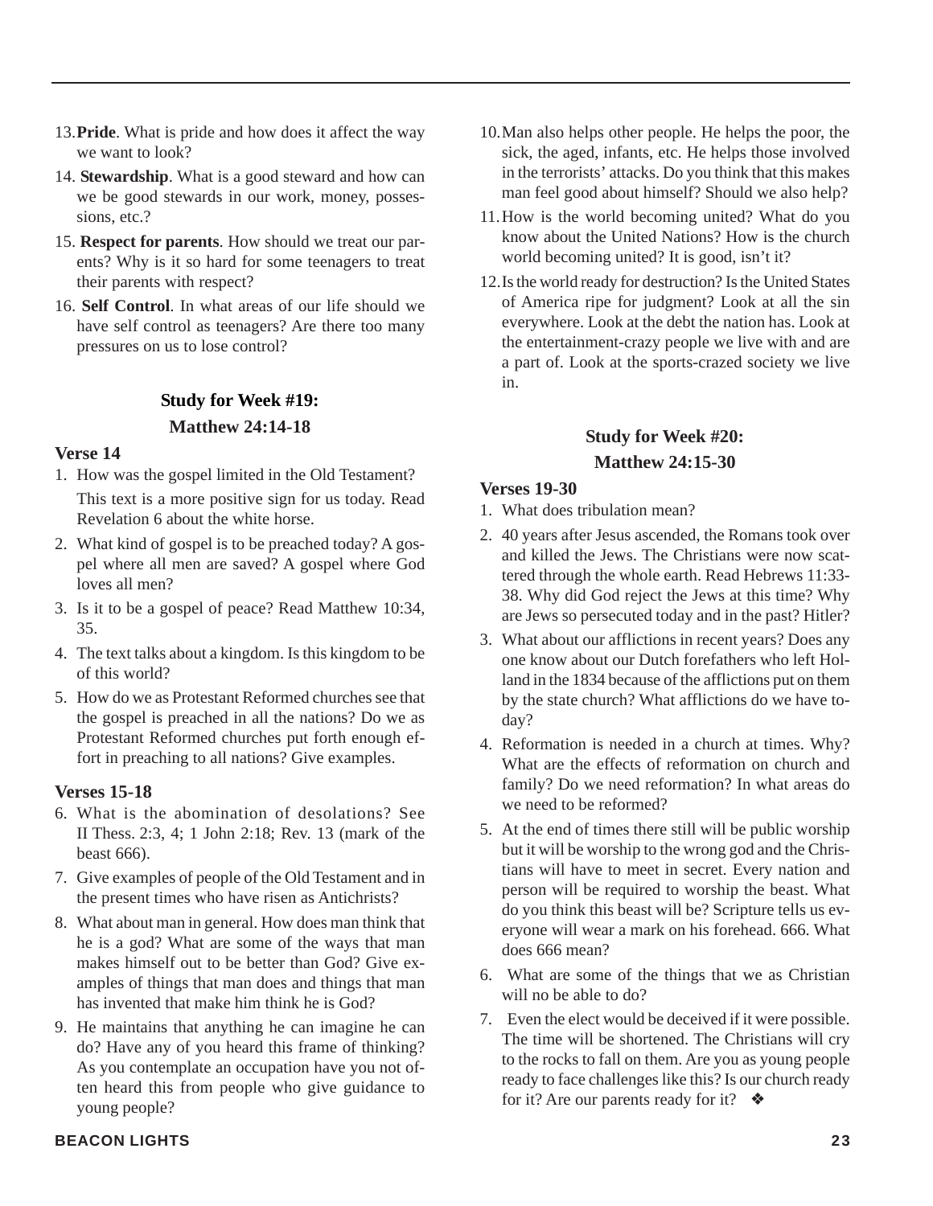13. **Pride**. What is pride and how does it affect the way we want to look?
14. **Stewardship**. What is a good steward and how can we be good stewards in our work, money, possessions, etc.?
15. **Respect for parents**. How should we treat our parents? Why is it so hard for some teenagers to treat their parents with respect?
16. **Self Control**. In what areas of our life should we have self control as teenagers? Are there too many pressures on us to lose control?

## Study for Week #19: Matthew 24:14-18

### Verse 14

1. How was the gospel limited in the Old Testament?

   This text is a more positive sign for us today. Read Revelation 6 about the white horse.
2. What kind of gospel is to be preached today? A gospel where all men are saved? A gospel where God loves all men?
3. Is it to be a gospel of peace? Read Matthew 10:34, 35.
4. The text talks about a kingdom. Is this kingdom to be of this world?
5. How do we as Protestant Reformed churches see that the gospel is preached in all the nations? Do we as Protestant Reformed churches put forth enough effort in preaching to all nations? Give examples.

### Verses 15-18

6. What is the abomination of desolations? See II Thess. 2:3, 4; 1 John 2:18; Rev. 13 (mark of the beast 666).
7. Give examples of people of the Old Testament and in the present times who have risen as Antichrists?
8. What about man in general. How does man think that he is a god? What are some of the ways that man makes himself out to be better than God? Give examples of things that man does and things that man has invented that make him think he is God?
9. He maintains that anything he can imagine he can do? Have any of you heard this frame of thinking? As you contemplate an occupation have you not often heard this from people who give guidance to young people?
10. Man also helps other people. He helps the poor, the sick, the aged, infants, etc. He helps those involved in the terrorists' attacks. Do you think that this makes man feel good about himself? Should we also help?
11. How is the world becoming united? What do you know about the United Nations? How is the church world becoming united? It is good, isn't it?
12. Is the world ready for destruction? Is the United States of America ripe for judgment? Look at all the sin everywhere. Look at the debt the nation has. Look at the entertainment-crazy people we live with and are a part of. Look at the sports-crazed society we live in.

## Study for Week #20: Matthew 24:15-30

### Verses 19-30

1. What does tribulation mean?
2. 40 years after Jesus ascended, the Romans took over and killed the Jews. The Christians were now scattered through the whole earth. Read Hebrews 11:33-38. Why did God reject the Jews at this time? Why are Jews so persecuted today and in the past? Hitler?
3. What about our afflictions in recent years? Does any one know about our Dutch forefathers who left Holland in the 1834 because of the afflictions put on them by the state church? What afflictions do we have today?
4. Reformation is needed in a church at times. Why? What are the effects of reformation on church and family? Do we need reformation? In what areas do we need to be reformed?
5. At the end of times there still will be public worship but it will be worship to the wrong god and the Christians will have to meet in secret. Every nation and person will be required to worship the beast. What do you think this beast will be? Scripture tells us everyone will wear a mark on his forehead. 666. What does 666 mean?
6. What are some of the things that we as Christian will no be able to do?
7. Even the elect would be deceived if it were possible. The time will be shortened. The Christians will cry to the rocks to fall on them. Are you as young people ready to face challenges like this? Is our church ready for it? Are our parents ready for it? ❖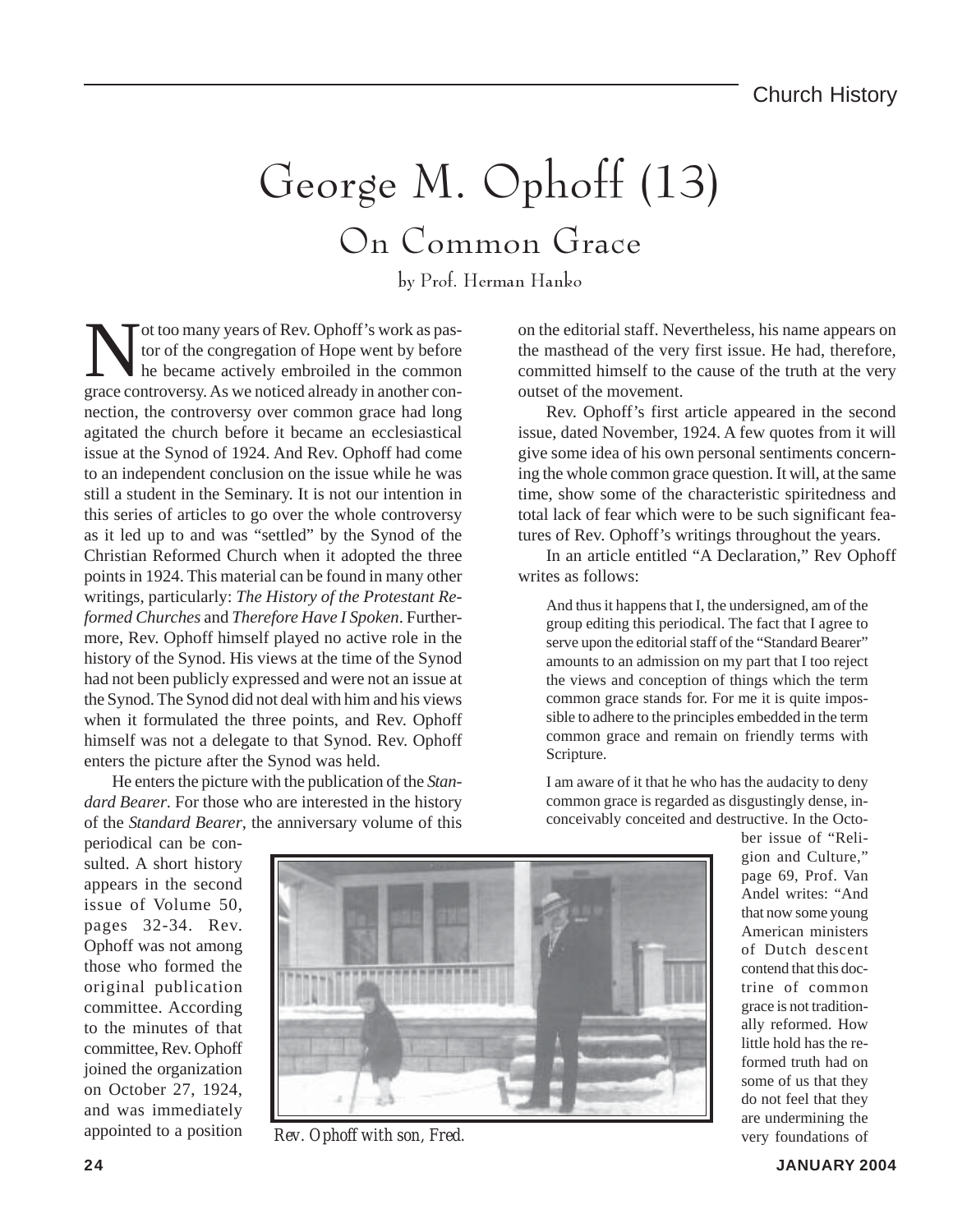# George M. Ophoff (13)

## On Common Grace

by Prof. Herman Hanko

Not too many years of Rev. Ophoff's work as pastor of the congregation of Hope went by before he became actively embroiled in the common grace controversy. As we noticed already in another connection, the controversy over common grace had long agitated the church before it became an ecclesiastical issue at the Synod of 1924. And Rev. Ophoff had come to an independent conclusion on the issue while he was still a student in the Seminary. It is not our intention in this series of articles to go over the whole controversy as it led up to and was "settled" by the Synod of the Christian Reformed Church when it adopted the three points in 1924. This material can be found in many other writings, particularly: *The History of the Protestant Reformed Churches* and *Therefore Have I Spoken*. Furthermore, Rev. Ophoff himself played no active role in the history of the Synod. His views at the time of the Synod had not been publicly expressed and were not an issue at the Synod. The Synod did not deal with him and his views when it formulated the three points, and Rev. Ophoff himself was not a delegate to that Synod. Rev. Ophoff enters the picture after the Synod was held.

He enters the picture with the publication of the *Standard Bearer*. For those who are interested in the history of the *Standard Bearer*, the anniversary volume of this periodical can be consulted. A short history appears in the second issue of Volume 50, pages 32-34. Rev. Ophoff was not among those who formed the original publication committee. According to the minutes of that committee, Rev. Ophoff joined the organization on October 27, 1924, and was immediately appointed to a position on the editorial staff. Nevertheless, his name appears on the masthead of the very first issue. He had, therefore, committed himself to the cause of the truth at the very outset of the movement.

*Rev. Ophoff with son, Fred.*

Rev. Ophoff's first article appeared in the second issue, dated November, 1924. A few quotes from it will give some idea of his own personal sentiments concerning the whole common grace question. It will, at the same time, show some of the characteristic spiritedness and total lack of fear which were to be such significant features of Rev. Ophoff's writings throughout the years.

In an article entitled "A Declaration," Rev Ophoff writes as follows:

> And thus it happens that I, the undersigned, am of the group editing this periodical. The fact that I agree to serve upon the editorial staff of the "Standard Bearer" amounts to an admission on my part that I too reject the views and conception of things which the term common grace stands for. For me it is quite impossible to adhere to the principles embedded in the term common grace and remain on friendly terms with Scripture.
>
> I am aware of it that he who has the audacity to deny common grace is regarded as disgustingly dense, inconceivably conceited and destructive. In the October issue of "Religion and Culture," page 69, Prof. Van Andel writes: "And that now some young American ministers of Dutch descent contend that this doctrine of common grace is not traditionally reformed. How little hold has the reformed truth had on some of us that they do not feel that they are undermining the very foundations of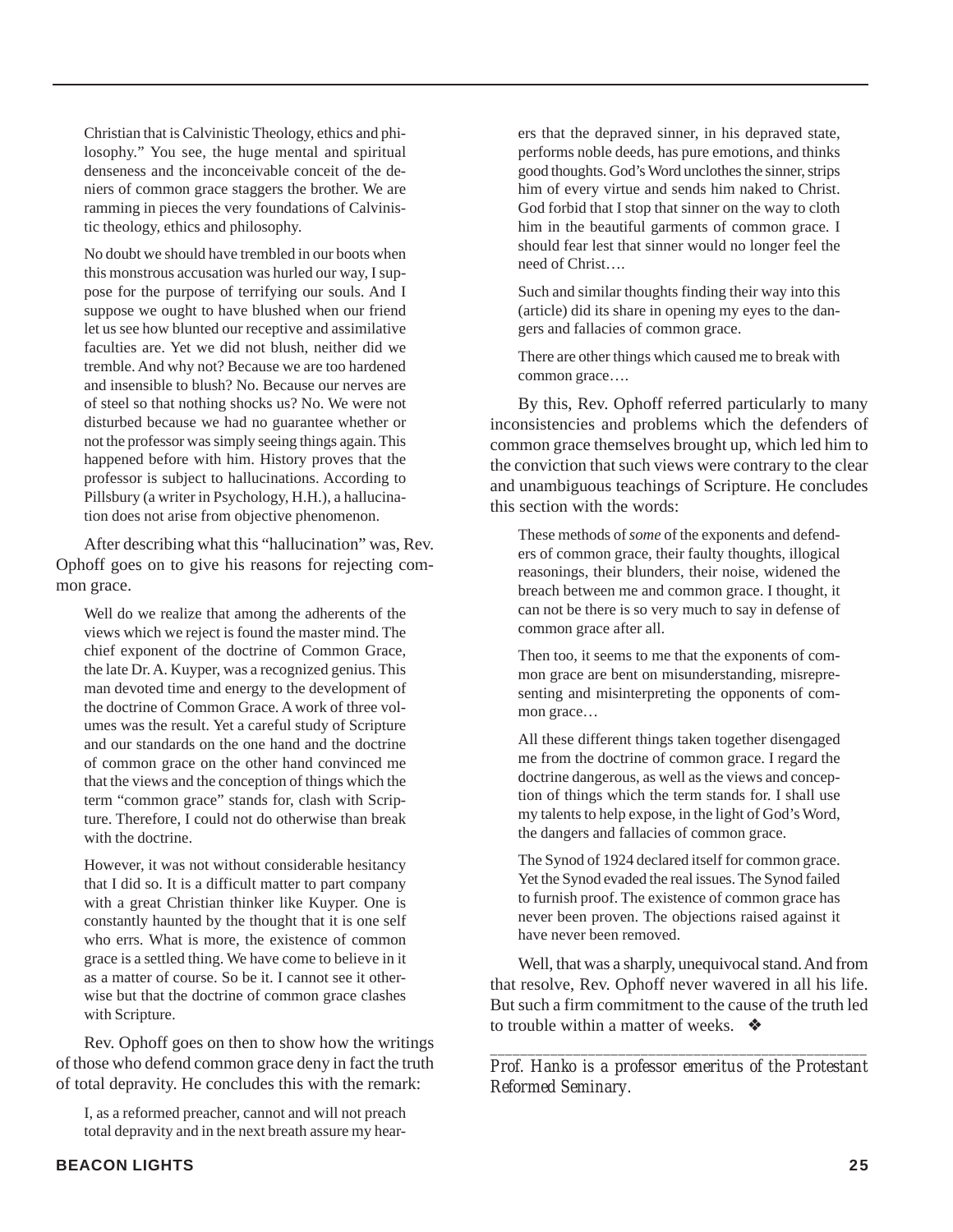> Christian that is Calvinistic Theology, ethics and philosophy." You see, the huge mental and spiritual denseness and the inconceivable conceit of the deniers of common grace staggers the brother. We are ramming in pieces the very foundations of Calvinistic theology, ethics and philosophy.
>
> No doubt we should have trembled in our boots when this monstrous accusation was hurled our way, I suppose for the purpose of terrifying our souls. And I suppose we ought to have blushed when our friend let us see how blunted our receptive and assimilative faculties are. Yet we did not blush, neither did we tremble. And why not? Because we are too hardened and insensible to blush? No. Because our nerves are of steel so that nothing shocks us? No. We were not disturbed because we had no guarantee whether or not the professor was simply seeing things again. This happened before with him. History proves that the professor is subject to hallucinations. According to Pillsbury (a writer in Psychology, H.H.), a hallucination does not arise from objective phenomenon.

After describing what this "hallucination" was, Rev. Ophoff goes on to give his reasons for rejecting common grace.

> Well do we realize that among the adherents of the views which we reject is found the master mind. The chief exponent of the doctrine of Common Grace, the late Dr. A. Kuyper, was a recognized genius. This man devoted time and energy to the development of the doctrine of Common Grace. A work of three volumes was the result. Yet a careful study of Scripture and our standards on the one hand and the doctrine of common grace on the other hand convinced me that the views and the conception of things which the term "common grace" stands for, clash with Scripture. Therefore, I could not do otherwise than break with the doctrine.
>
> However, it was not without considerable hesitancy that I did so. It is a difficult matter to part company with a great Christian thinker like Kuyper. One is constantly haunted by the thought that it is one self who errs. What is more, the existence of common grace is a settled thing. We have come to believe in it as a matter of course. So be it. I cannot see it otherwise but that the doctrine of common grace clashes with Scripture.

Rev. Ophoff goes on then to show how the writings of those who defend common grace deny in fact the truth of total depravity. He concludes this with the remark:

> I, as a reformed preacher, cannot and will not preach total depravity and in the next breath assure my hearers that the depraved sinner, in his depraved state, performs noble deeds, has pure emotions, and thinks good thoughts. God's Word unclothes the sinner, strips him of every virtue and sends him naked to Christ. God forbid that I stop that sinner on the way to cloth him in the beautiful garments of common grace. I should fear lest that sinner would no longer feel the need of Christ….
>
> Such and similar thoughts finding their way into this (article) did its share in opening my eyes to the dangers and fallacies of common grace.
>
> There are other things which caused me to break with common grace….

By this, Rev. Ophoff referred particularly to many inconsistencies and problems which the defenders of common grace themselves brought up, which led him to the conviction that such views were contrary to the clear and unambiguous teachings of Scripture. He concludes this section with the words:

> These methods of *some* of the exponents and defenders of common grace, their faulty thoughts, illogical reasonings, their blunders, their noise, widened the breach between me and common grace. I thought, it can not be there is so very much to say in defense of common grace after all.
>
> Then too, it seems to me that the exponents of common grace are bent on misunderstanding, misrepresenting and misinterpreting the opponents of common grace…
>
> All these different things taken together disengaged me from the doctrine of common grace. I regard the doctrine dangerous, as well as the views and conception of things which the term stands for. I shall use my talents to help expose, in the light of God's Word, the dangers and fallacies of common grace.
>
> The Synod of 1924 declared itself for common grace. Yet the Synod evaded the real issues. The Synod failed to furnish proof. The existence of common grace has never been proven. The objections raised against it have never been removed.

Well, that was a sharply, unequivocal stand. And from that resolve, Rev. Ophoff never wavered in all his life. But such a firm commitment to the cause of the truth led to trouble within a matter of weeks. ❖

---

*Prof. Hanko is a professor emeritus of the Protestant Reformed Seminary.*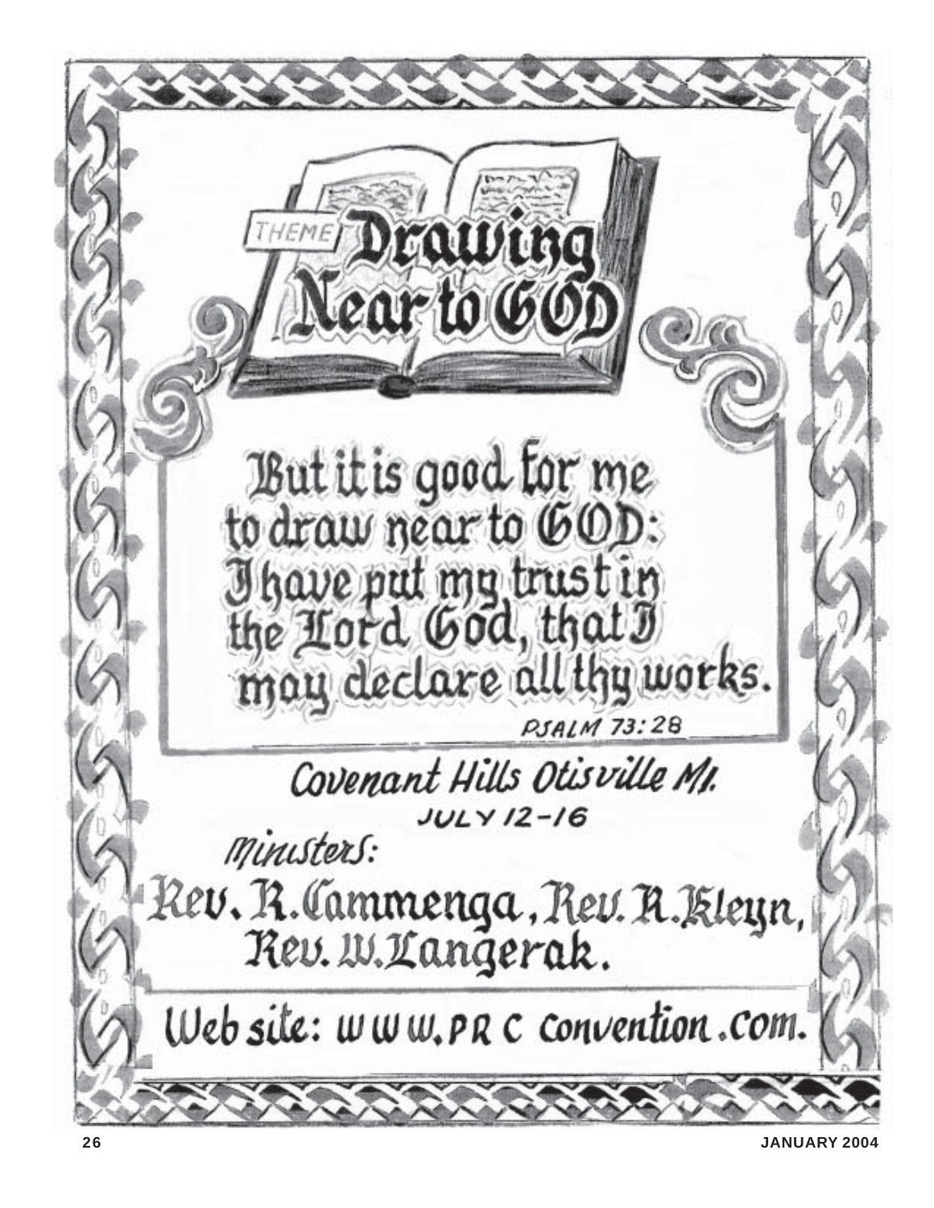THEME

# Drawing Near to GOD

But it is good for me
to draw near to GOD:
I have put my trust in
the Lord God, that I
may declare all thy works.

PSALM 73:28

Covenant Hills Otisville MI.

JULY 12–16

Ministers:

Rev. R. Cammenga, Rev. R. Kleyn,
Rev. W. Langerak.

Web site: www.PRCconvention.com.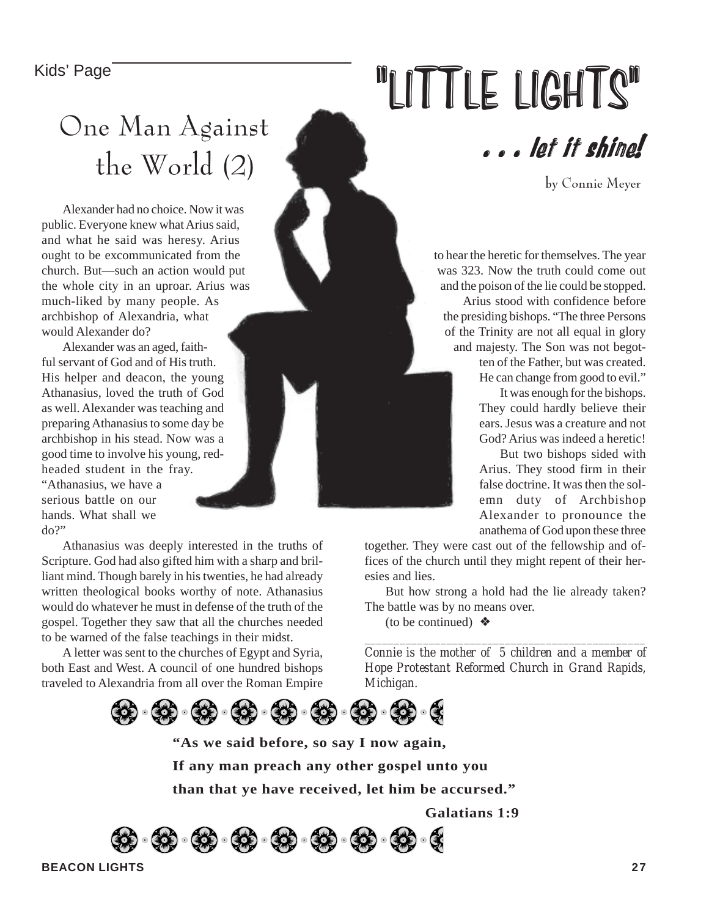Kids' Page

# "LITTLE LIGHTS"

## . . . let it shine!

by Connie Meyer

## One Man Against the World (2)

Alexander had no choice. Now it was public. Everyone knew what Arius said, and what he said was heresy. Arius ought to be excommunicated from the church. But—such an action would put the whole city in an uproar. Arius was much-liked by many people. As archbishop of Alexandria, what would Alexander do?

Alexander was an aged, faithful servant of God and of His truth. His helper and deacon, the young Athanasius, loved the truth of God as well. Alexander was teaching and preparing Athanasius to some day be archbishop in his stead. Now was a good time to involve his young, red-headed student in the fray. "Athanasius, we have a serious battle on our hands. What shall we do?"

Athanasius was deeply interested in the truths of Scripture. God had also gifted him with a sharp and brilliant mind. Though barely in his twenties, he had already written theological books worthy of note. Athanasius would do whatever he must in defense of the truth of the gospel. Together they saw that all the churches needed to be warned of the false teachings in their midst.

A letter was sent to the churches of Egypt and Syria, both East and West. A council of one hundred bishops traveled to Alexandria from all over the Roman Empire to hear the heretic for themselves. The year was 323. Now the truth could come out and the poison of the lie could be stopped.

Arius stood with confidence before the presiding bishops. "The three Persons of the Trinity are not all equal in glory and majesty. The Son was not begotten of the Father, but was created. He can change from good to evil."

It was enough for the bishops. They could hardly believe their ears. Jesus was a creature and not God? Arius was indeed a heretic!

But two bishops sided with Arius. They stood firm in their false doctrine. It was then the solemn duty of Archbishop Alexander to pronounce the anathema of God upon these three together. They were cast out of the fellowship and offices of the church until they might repent of their heresies and lies.

But how strong a hold had the lie already taken? The battle was by no means over.

(to be continued) ❖

---

*Connie is the mother of 5 children and a member of Hope Protestant Reformed Church in Grand Rapids, Michigan.*

**"As we said before, so say I now again,**
**If any man preach any other gospel unto you**
**than that ye have received, let him be accursed."**

**Galatians 1:9**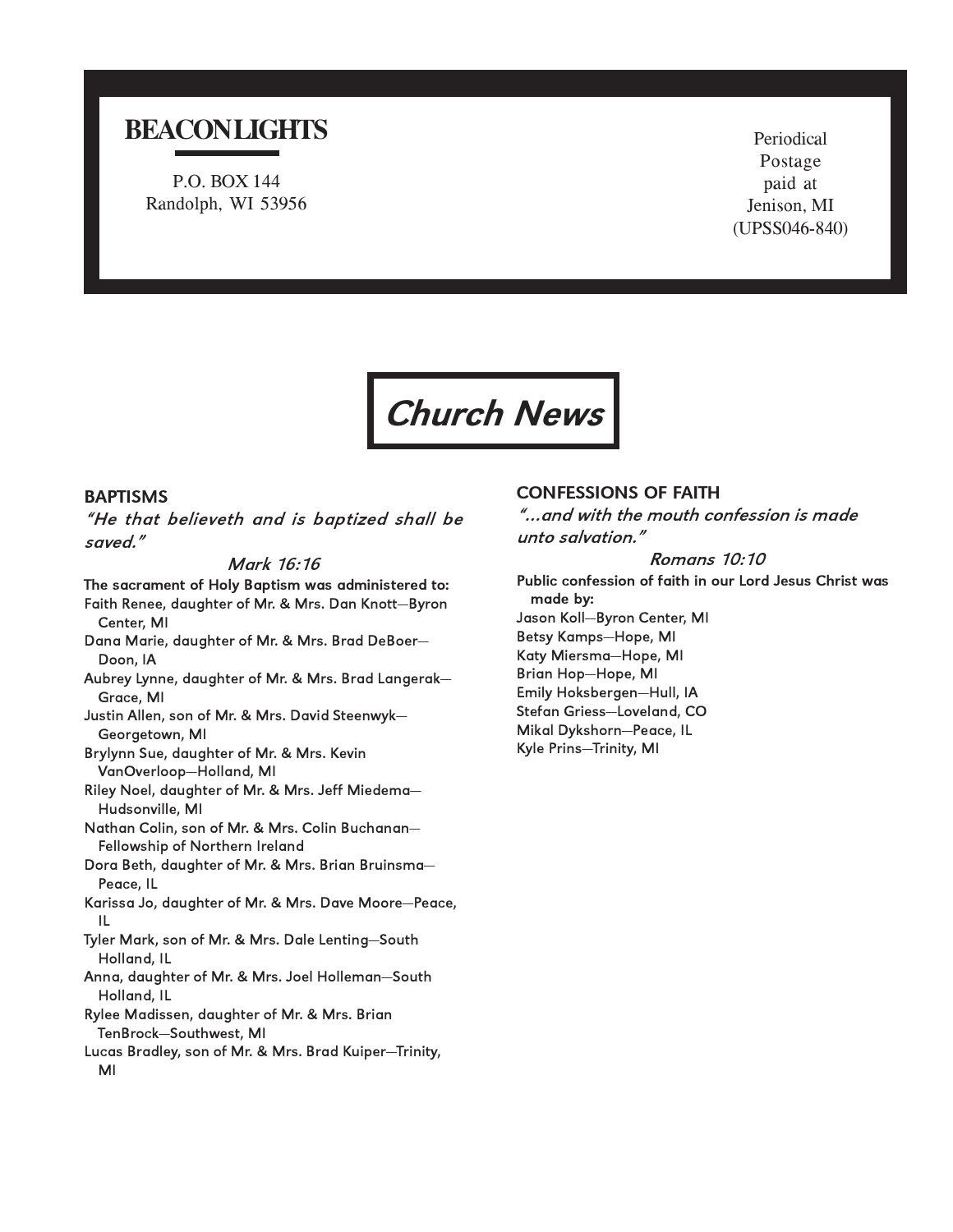**BEACON LIGHTS**

P.O. BOX 144
Randolph, WI 53956

Periodical
Postage
paid at
Jenison, MI
(UPSS046-840)

# Church News

## BAPTISMS

*"He that believeth and is baptized shall be saved."*

*Mark 16:16*

**The sacrament of Holy Baptism was administered to:**

Faith Renee, daughter of Mr. & Mrs. Dan Knott—Byron Center, MI
Dana Marie, daughter of Mr. & Mrs. Brad DeBoer—Doon, IA
Aubrey Lynne, daughter of Mr. & Mrs. Brad Langerak—Grace, MI
Justin Allen, son of Mr. & Mrs. David Steenwyk—Georgetown, MI
Brylynn Sue, daughter of Mr. & Mrs. Kevin VanOverloop—Holland, MI
Riley Noel, daughter of Mr. & Mrs. Jeff Miedema—Hudsonville, MI
Nathan Colin, son of Mr. & Mrs. Colin Buchanan—Fellowship of Northern Ireland
Dora Beth, daughter of Mr. & Mrs. Brian Bruinsma—Peace, IL
Karissa Jo, daughter of Mr. & Mrs. Dave Moore—Peace, IL
Tyler Mark, son of Mr. & Mrs. Dale Lenting—South Holland, IL
Anna, daughter of Mr. & Mrs. Joel Holleman—South Holland, IL
Rylee Madissen, daughter of Mr. & Mrs. Brian TenBrock—Southwest, MI
Lucas Bradley, son of Mr. & Mrs. Brad Kuiper—Trinity, MI

## CONFESSIONS OF FAITH

*"...and with the mouth confession is made unto salvation."*

*Romans 10:10*

**Public confession of faith in our Lord Jesus Christ was made by:**

Jason Koll—Byron Center, MI
Betsy Kamps—Hope, MI
Katy Miersma—Hope, MI
Brian Hop—Hope, MI
Emily Hoksbergen—Hull, IA
Stefan Griess—Loveland, CO
Mikal Dykshorn—Peace, IL
Kyle Prins—Trinity, MI